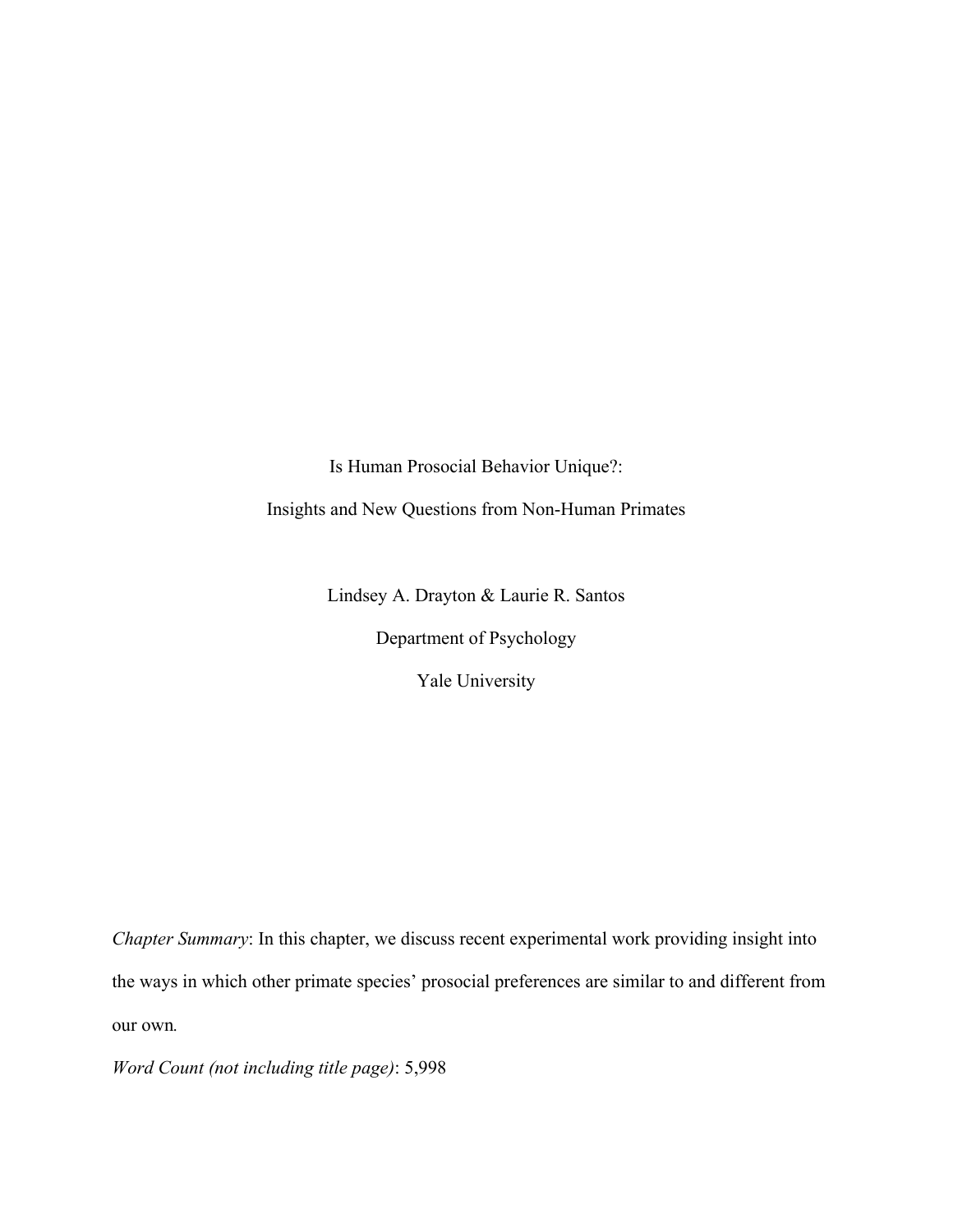# Is Human Prosocial Behavior Unique?:

# Insights and New Questions from Non-Human Primates

Lindsey A. Drayton & Laurie R. Santos

Department of Psychology

Yale University

*Chapter Summary*: In this chapter, we discuss recent experimental work providing insight into the ways in which other primate species' prosocial preferences are similar to and different from our own.

*Word Count (not including title page)*: 5,998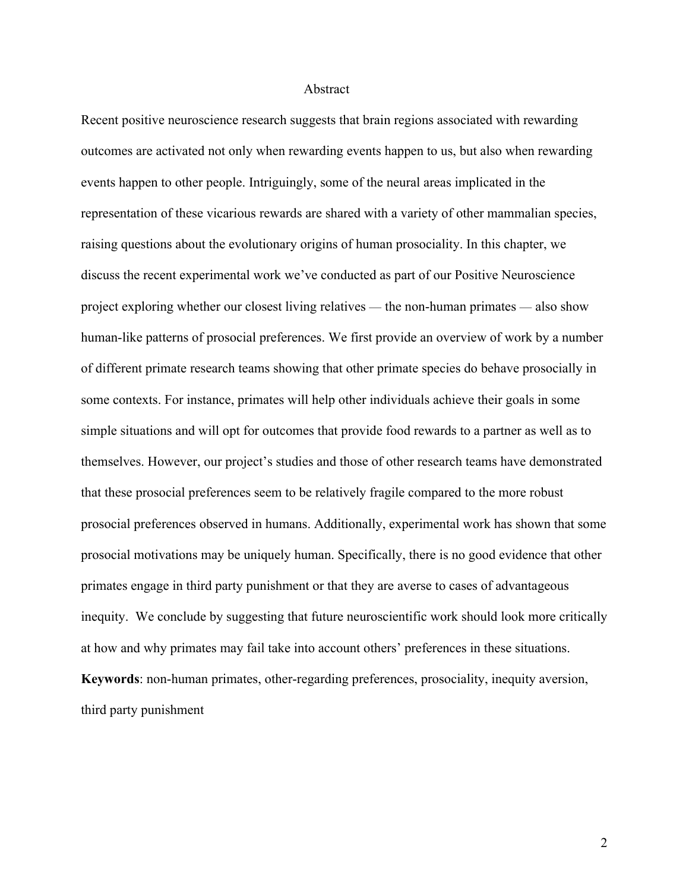# Abstract

Recent positive neuroscience research suggests that brain regions associated with rewarding outcomes are activated not only when rewarding events happen to us, but also when rewarding events happen to other people. Intriguingly, some of the neural areas implicated in the representation of these vicarious rewards are shared with a variety of other mammalian species, raising questions about the evolutionary origins of human prosociality. In this chapter, we discuss the recent experimental work we've conducted as part of our Positive Neuroscience project exploring whether our closest living relatives — the non-human primates — also show human-like patterns of prosocial preferences. We first provide an overview of work by a number of different primate research teams showing that other primate species do behave prosocially in some contexts. For instance, primates will help other individuals achieve their goals in some simple situations and will opt for outcomes that provide food rewards to a partner as well as to themselves. However, our project's studies and those of other research teams have demonstrated that these prosocial preferences seem to be relatively fragile compared to the more robust prosocial preferences observed in humans. Additionally, experimental work has shown that some prosocial motivations may be uniquely human. Specifically, there is no good evidence that other primates engage in third party punishment or that they are averse to cases of advantageous inequity. We conclude by suggesting that future neuroscientific work should look more critically at how and why primates may fail take into account others' preferences in these situations.

**Keywords**: non-human primates, other-regarding preferences, prosociality, inequity aversion, third party punishment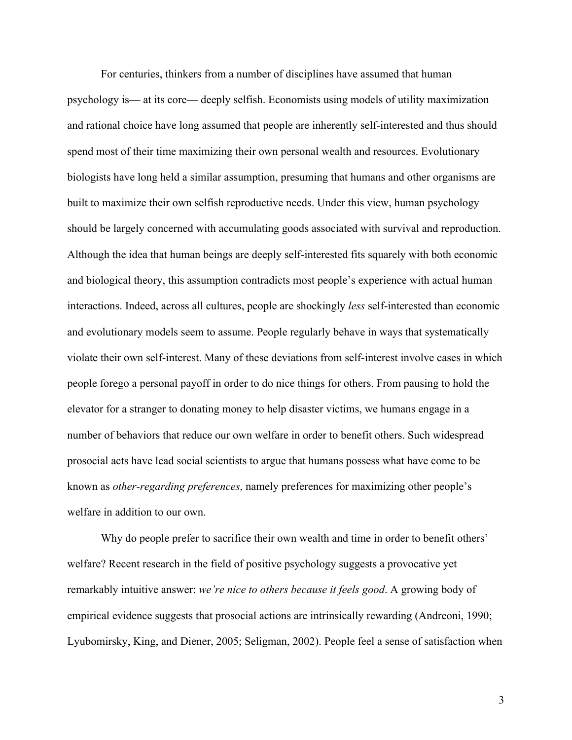For centuries, thinkers from a number of disciplines have assumed that human psychology is— at its core— deeply selfish. Economists using models of utility maximization and rational choice have long assumed that people are inherently self-interested and thus should spend most of their time maximizing their own personal wealth and resources. Evolutionary biologists have long held a similar assumption, presuming that humans and other organisms are built to maximize their own selfish reproductive needs. Under this view, human psychology should be largely concerned with accumulating goods associated with survival and reproduction. Although the idea that human beings are deeply self-interested fits squarely with both economic and biological theory, this assumption contradicts most people's experience with actual human interactions. Indeed, across all cultures, people are shockingly *less* self-interested than economic and evolutionary models seem to assume. People regularly behave in ways that systematically violate their own self-interest. Many of these deviations from self-interest involve cases in which people forego a personal payoff in order to do nice things for others. From pausing to hold the elevator for a stranger to donating money to help disaster victims, we humans engage in a number of behaviors that reduce our own welfare in order to benefit others. Such widespread prosocial acts have lead social scientists to argue that humans possess what have come to be known as *other-regarding preferences*, namely preferences for maximizing other people's welfare in addition to our own.

Why do people prefer to sacrifice their own wealth and time in order to benefit others' welfare? Recent research in the field of positive psychology suggests a provocative yet remarkably intuitive answer: *we're nice to others because it feels good*. A growing body of empirical evidence suggests that prosocial actions are intrinsically rewarding (Andreoni, 1990; Lyubomirsky, King, and Diener, 2005; Seligman, 2002). People feel a sense of satisfaction when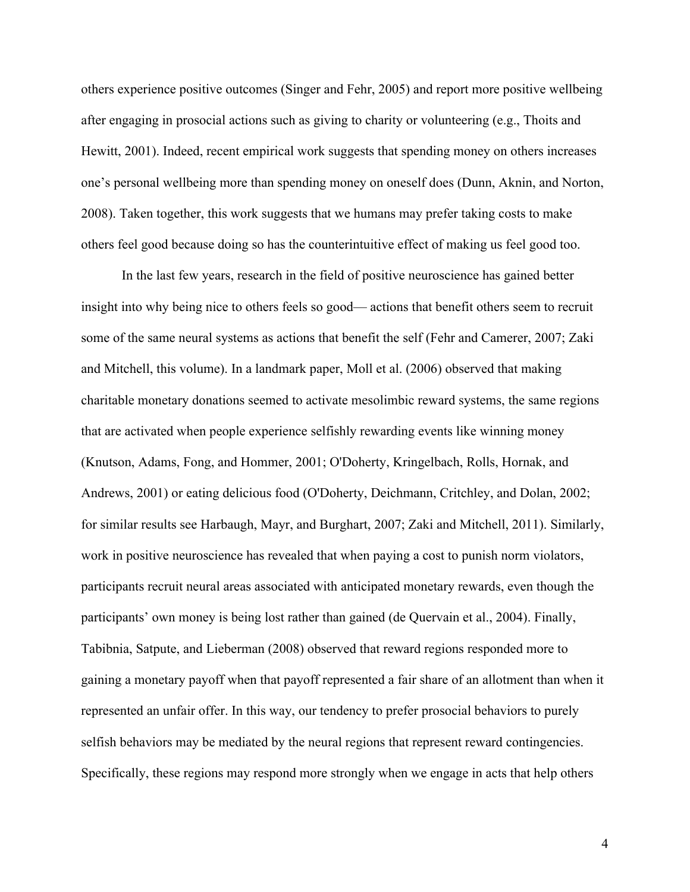others experience positive outcomes (Singer and Fehr, 2005) and report more positive wellbeing after engaging in prosocial actions such as giving to charity or volunteering (e.g., Thoits and Hewitt, 2001). Indeed, recent empirical work suggests that spending money on others increases one's personal wellbeing more than spending money on oneself does (Dunn, Aknin, and Norton, 2008). Taken together, this work suggests that we humans may prefer taking costs to make others feel good because doing so has the counterintuitive effect of making us feel good too.

In the last few years, research in the field of positive neuroscience has gained better insight into why being nice to others feels so good— actions that benefit others seem to recruit some of the same neural systems as actions that benefit the self (Fehr and Camerer, 2007; Zaki and Mitchell, this volume). In a landmark paper, Moll et al. (2006) observed that making charitable monetary donations seemed to activate mesolimbic reward systems, the same regions that are activated when people experience selfishly rewarding events like winning money (Knutson, Adams, Fong, and Hommer, 2001; O'Doherty, Kringelbach, Rolls, Hornak, and Andrews, 2001) or eating delicious food (O'Doherty, Deichmann, Critchley, and Dolan, 2002; for similar results see Harbaugh, Mayr, and Burghart, 2007; Zaki and Mitchell, 2011). Similarly, work in positive neuroscience has revealed that when paying a cost to punish norm violators, participants recruit neural areas associated with anticipated monetary rewards, even though the participants' own money is being lost rather than gained (de Quervain et al., 2004). Finally, Tabibnia, Satpute, and Lieberman (2008) observed that reward regions responded more to gaining a monetary payoff when that payoff represented a fair share of an allotment than when it represented an unfair offer. In this way, our tendency to prefer prosocial behaviors to purely selfish behaviors may be mediated by the neural regions that represent reward contingencies. Specifically, these regions may respond more strongly when we engage in acts that help others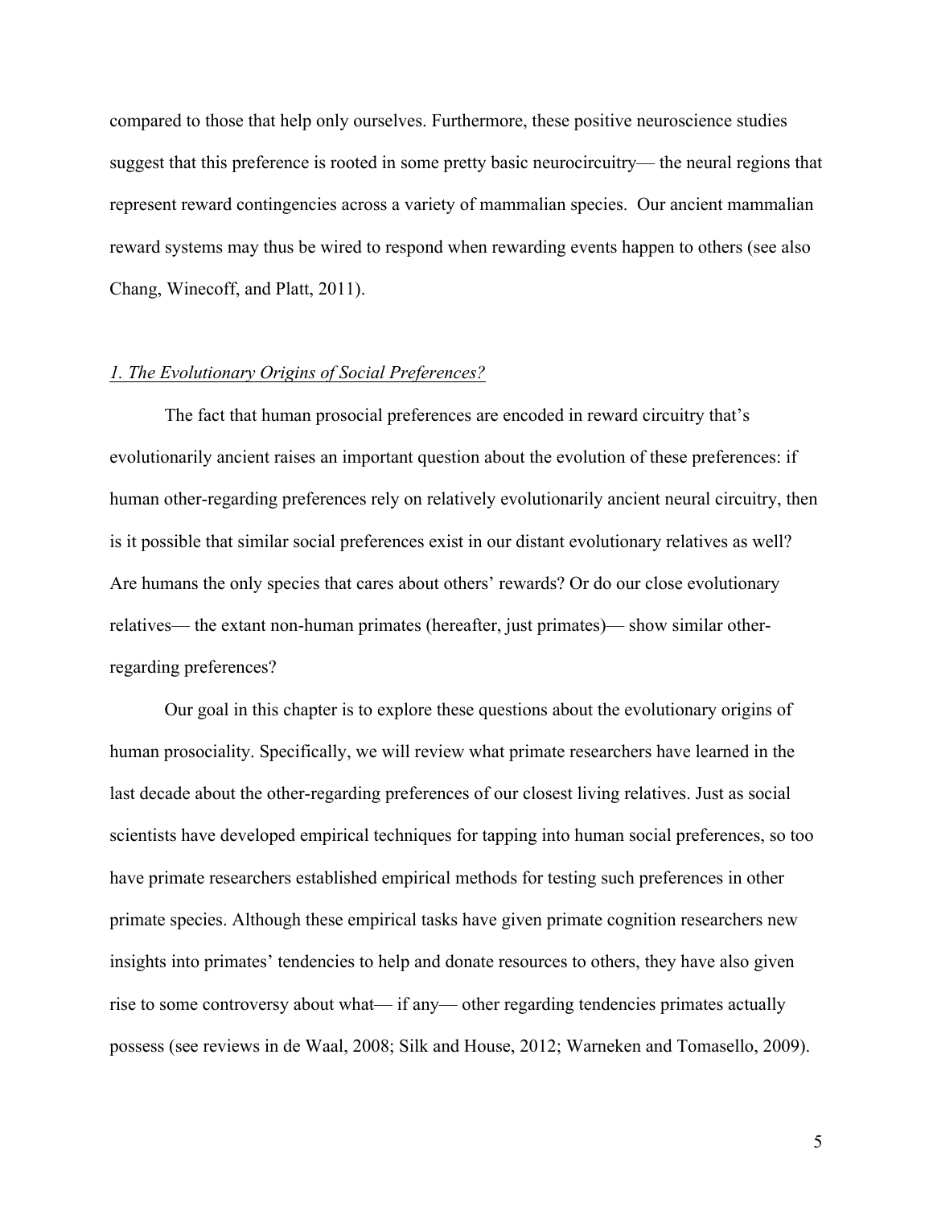compared to those that help only ourselves. Furthermore, these positive neuroscience studies suggest that this preference is rooted in some pretty basic neurocircuitry— the neural regions that represent reward contingencies across a variety of mammalian species. Our ancient mammalian reward systems may thus be wired to respond when rewarding events happen to others (see also Chang, Winecoff, and Platt, 2011).

## *1. The Evolutionary Origins of Social Preferences?*

The fact that human prosocial preferences are encoded in reward circuitry that's evolutionarily ancient raises an important question about the evolution of these preferences: if human other-regarding preferences rely on relatively evolutionarily ancient neural circuitry, then is it possible that similar social preferences exist in our distant evolutionary relatives as well? Are humans the only species that cares about others' rewards? Or do our close evolutionary relatives— the extant non-human primates (hereafter, just primates)— show similar other-regarding preferences?

Our goal in this chapter is to explore these questions about the evolutionary origins of human prosociality. Specifically, we will review what primate researchers have learned in the last decade about the other-regarding preferences of our closest living relatives. Just as social scientists have developed empirical techniques for tapping into human social preferences, so too have primate researchers established empirical methods for testing such preferences in other primate species. Although these empirical tasks have given primate cognition researchers new insights into primates' tendencies to help and donate resources to others, they have also given rise to some controversy about what— if any— other regarding tendencies primates actually possess (see reviews in de Waal, 2008; Silk and House, 2012; Warneken and Tomasello, 2009).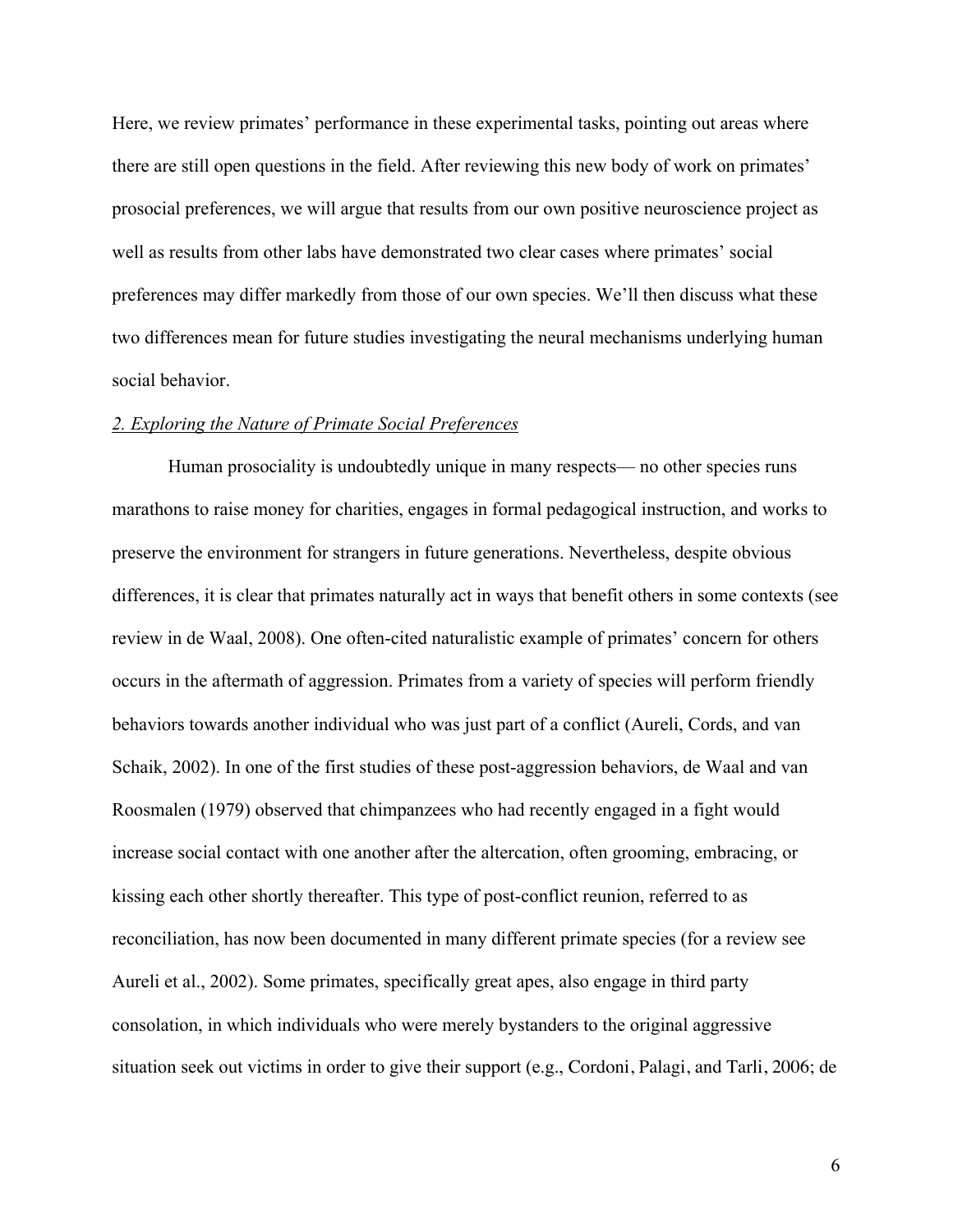Here, we review primates' performance in these experimental tasks, pointing out areas where there are still open questions in the field. After reviewing this new body of work on primates' prosocial preferences, we will argue that results from our own positive neuroscience project as well as results from other labs have demonstrated two clear cases where primates' social preferences may differ markedly from those of our own species. We'll then discuss what these two differences mean for future studies investigating the neural mechanisms underlying human social behavior.

## *2. Exploring the Nature of Primate Social Preferences*

Human prosociality is undoubtedly unique in many respects— no other species runs marathons to raise money for charities, engages in formal pedagogical instruction, and works to preserve the environment for strangers in future generations. Nevertheless, despite obvious differences, it is clear that primates naturally act in ways that benefit others in some contexts (see review in de Waal, 2008). One often-cited naturalistic example of primates' concern for others occurs in the aftermath of aggression. Primates from a variety of species will perform friendly behaviors towards another individual who was just part of a conflict (Aureli, Cords, and van Schaik, 2002). In one of the first studies of these post-aggression behaviors, de Waal and van Roosmalen (1979) observed that chimpanzees who had recently engaged in a fight would increase social contact with one another after the altercation, often grooming, embracing, or kissing each other shortly thereafter. This type of post-conflict reunion, referred to as reconciliation, has now been documented in many different primate species (for a review see Aureli et al., 2002). Some primates, specifically great apes, also engage in third party consolation, in which individuals who were merely bystanders to the original aggressive situation seek out victims in order to give their support (e.g., Cordoni, Palagi, and Tarli, 2006; de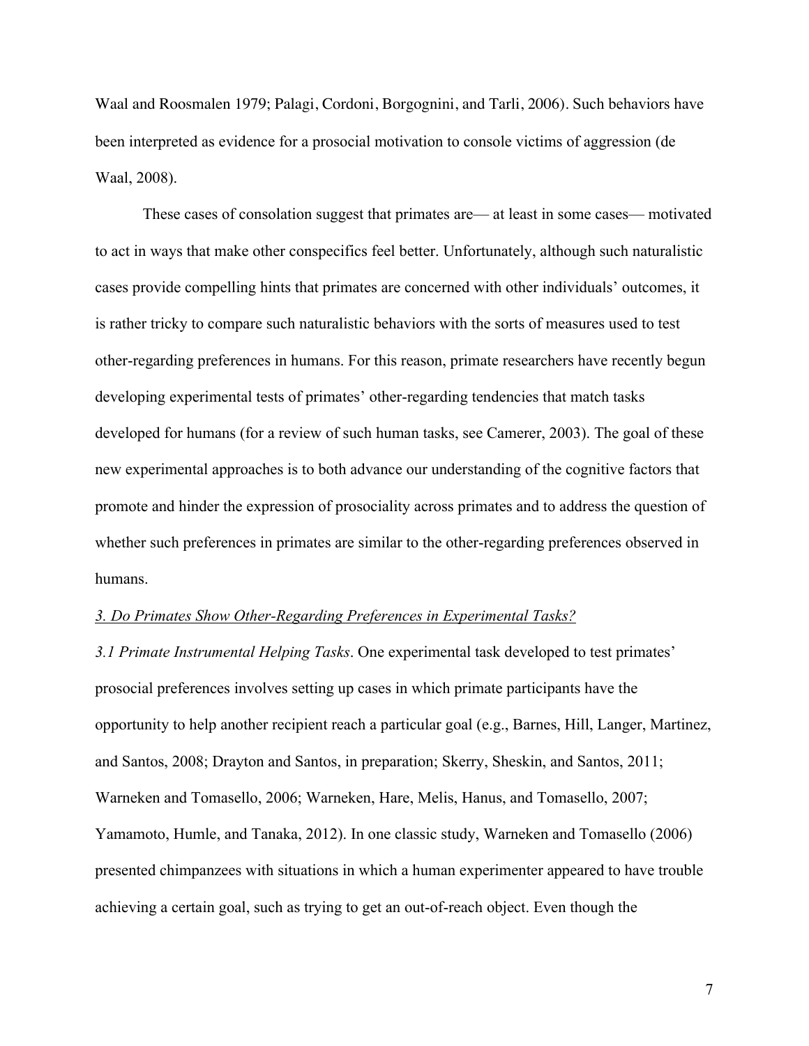Waal and Roosmalen 1979; Palagi, Cordoni, Borgognini, and Tarli, 2006). Such behaviors have been interpreted as evidence for a prosocial motivation to console victims of aggression (de Waal, 2008).

These cases of consolation suggest that primates are— at least in some cases— motivated to act in ways that make other conspecifics feel better. Unfortunately, although such naturalistic cases provide compelling hints that primates are concerned with other individuals' outcomes, it is rather tricky to compare such naturalistic behaviors with the sorts of measures used to test other-regarding preferences in humans. For this reason, primate researchers have recently begun developing experimental tests of primates' other-regarding tendencies that match tasks developed for humans (for a review of such human tasks, see Camerer, 2003). The goal of these new experimental approaches is to both advance our understanding of the cognitive factors that promote and hinder the expression of prosociality across primates and to address the question of whether such preferences in primates are similar to the other-regarding preferences observed in humans.

## *3. Do Primates Show Other-Regarding Preferences in Experimental Tasks?*

*3.1 Primate Instrumental Helping Tasks*. One experimental task developed to test primates' prosocial preferences involves setting up cases in which primate participants have the opportunity to help another recipient reach a particular goal (e.g., Barnes, Hill, Langer, Martinez, and Santos, 2008; Drayton and Santos, in preparation; Skerry, Sheskin, and Santos, 2011; Warneken and Tomasello, 2006; Warneken, Hare, Melis, Hanus, and Tomasello, 2007; Yamamoto, Humle, and Tanaka, 2012). In one classic study, Warneken and Tomasello (2006) presented chimpanzees with situations in which a human experimenter appeared to have trouble achieving a certain goal, such as trying to get an out-of-reach object. Even though the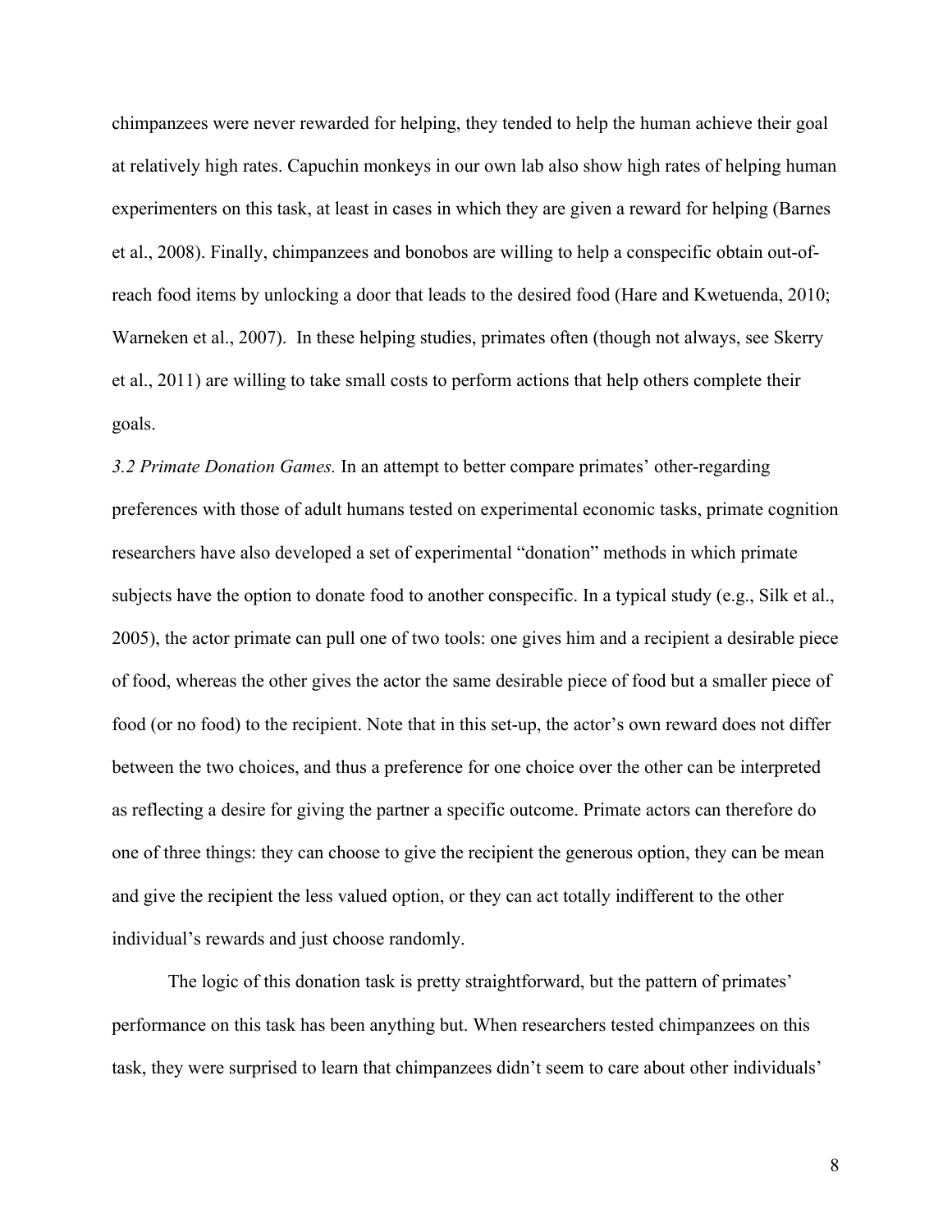chimpanzees were never rewarded for helping, they tended to help the human achieve their goal at relatively high rates. Capuchin monkeys in our own lab also show high rates of helping human experimenters on this task, at least in cases in which they are given a reward for helping (Barnes et al., 2008). Finally, chimpanzees and bonobos are willing to help a conspecific obtain out-of-reach food items by unlocking a door that leads to the desired food (Hare and Kwetuenda, 2010; Warneken et al., 2007). In these helping studies, primates often (though not always, see Skerry et al., 2011) are willing to take small costs to perform actions that help others complete their goals.

*3.2 Primate Donation Games.* In an attempt to better compare primates' other-regarding preferences with those of adult humans tested on experimental economic tasks, primate cognition researchers have also developed a set of experimental "donation" methods in which primate subjects have the option to donate food to another conspecific. In a typical study (e.g., Silk et al., 2005), the actor primate can pull one of two tools: one gives him and a recipient a desirable piece of food, whereas the other gives the actor the same desirable piece of food but a smaller piece of food (or no food) to the recipient. Note that in this set-up, the actor's own reward does not differ between the two choices, and thus a preference for one choice over the other can be interpreted as reflecting a desire for giving the partner a specific outcome. Primate actors can therefore do one of three things: they can choose to give the recipient the generous option, they can be mean and give the recipient the less valued option, or they can act totally indifferent to the other individual's rewards and just choose randomly.

The logic of this donation task is pretty straightforward, but the pattern of primates' performance on this task has been anything but. When researchers tested chimpanzees on this task, they were surprised to learn that chimpanzees didn't seem to care about other individuals'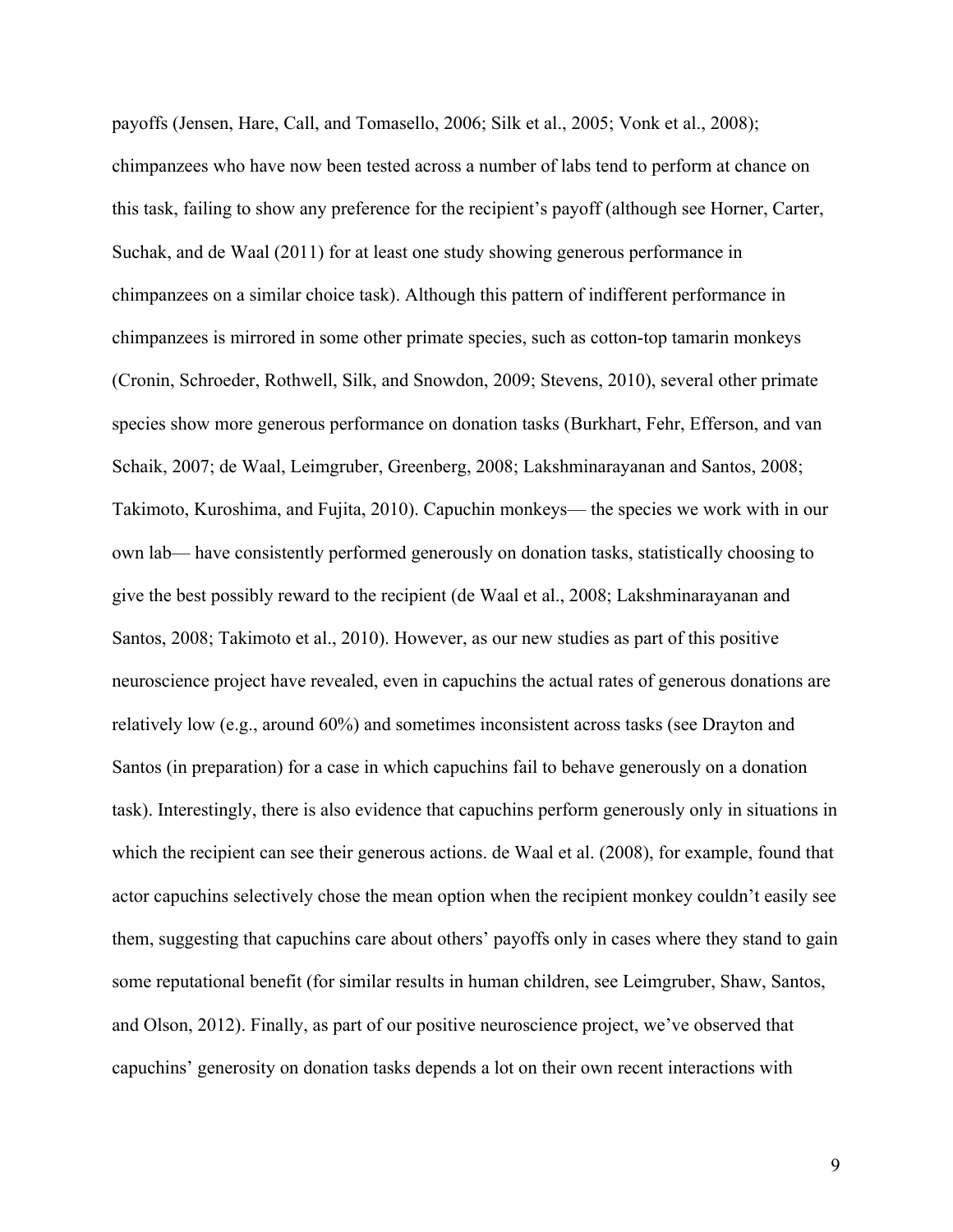payoffs (Jensen, Hare, Call, and Tomasello, 2006; Silk et al., 2005; Vonk et al., 2008); chimpanzees who have now been tested across a number of labs tend to perform at chance on this task, failing to show any preference for the recipient's payoff (although see Horner, Carter, Suchak, and de Waal (2011) for at least one study showing generous performance in chimpanzees on a similar choice task). Although this pattern of indifferent performance in chimpanzees is mirrored in some other primate species, such as cotton-top tamarin monkeys (Cronin, Schroeder, Rothwell, Silk, and Snowdon, 2009; Stevens, 2010), several other primate species show more generous performance on donation tasks (Burkhart, Fehr, Efferson, and van Schaik, 2007; de Waal, Leimgruber, Greenberg, 2008; Lakshminarayanan and Santos, 2008; Takimoto, Kuroshima, and Fujita, 2010). Capuchin monkeys— the species we work with in our own lab— have consistently performed generously on donation tasks, statistically choosing to give the best possibly reward to the recipient (de Waal et al., 2008; Lakshminarayanan and Santos, 2008; Takimoto et al., 2010). However, as our new studies as part of this positive neuroscience project have revealed, even in capuchins the actual rates of generous donations are relatively low (e.g., around 60%) and sometimes inconsistent across tasks (see Drayton and Santos (in preparation) for a case in which capuchins fail to behave generously on a donation task). Interestingly, there is also evidence that capuchins perform generously only in situations in which the recipient can see their generous actions. de Waal et al. (2008), for example, found that actor capuchins selectively chose the mean option when the recipient monkey couldn't easily see them, suggesting that capuchins care about others' payoffs only in cases where they stand to gain some reputational benefit (for similar results in human children, see Leimgruber, Shaw, Santos, and Olson, 2012). Finally, as part of our positive neuroscience project, we've observed that capuchins' generosity on donation tasks depends a lot on their own recent interactions with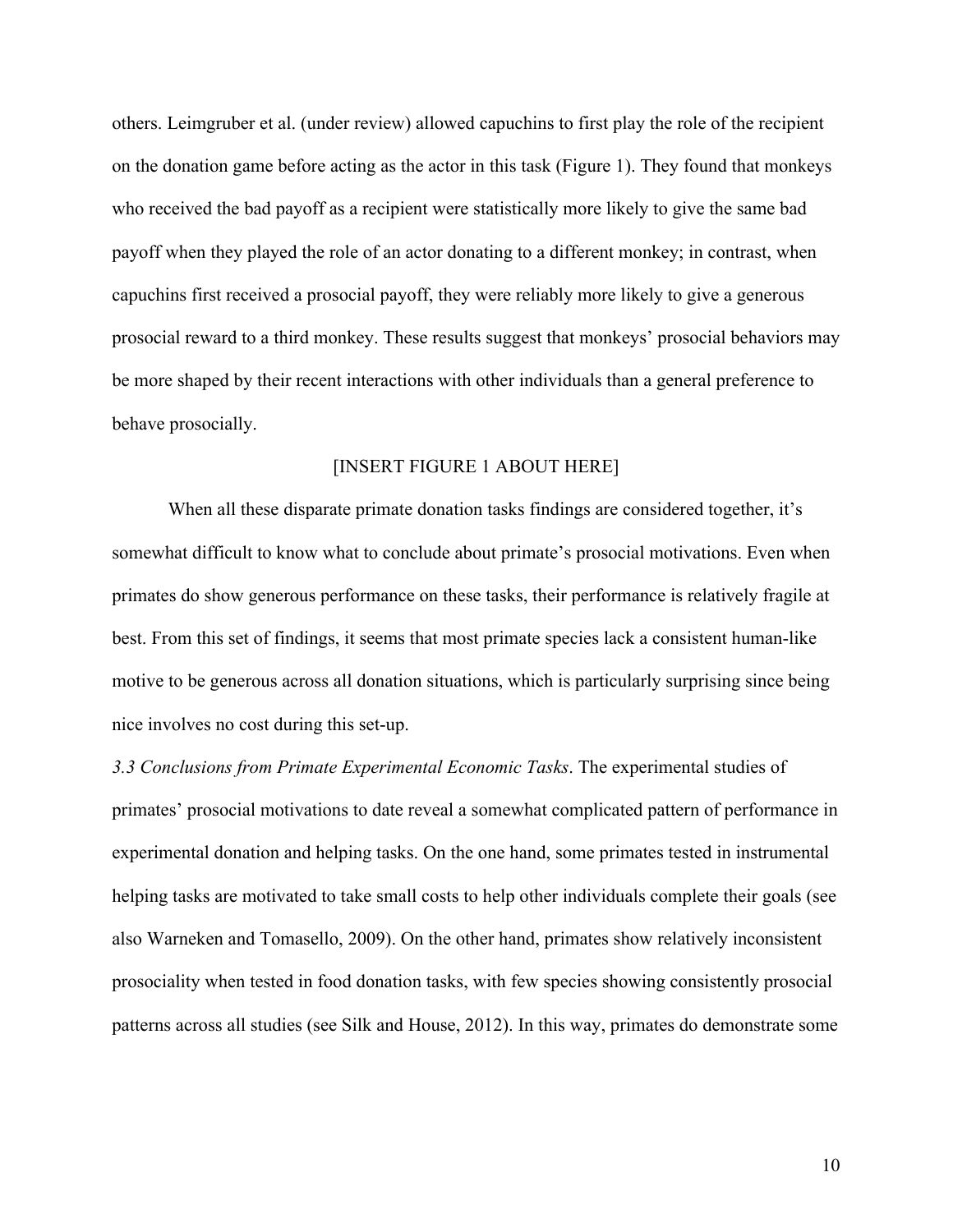others. Leimgruber et al. (under review) allowed capuchins to first play the role of the recipient on the donation game before acting as the actor in this task (Figure 1). They found that monkeys who received the bad payoff as a recipient were statistically more likely to give the same bad payoff when they played the role of an actor donating to a different monkey; in contrast, when capuchins first received a prosocial payoff, they were reliably more likely to give a generous prosocial reward to a third monkey. These results suggest that monkeys' prosocial behaviors may be more shaped by their recent interactions with other individuals than a general preference to behave prosocially.

[INSERT FIGURE 1 ABOUT HERE]

When all these disparate primate donation tasks findings are considered together, it's somewhat difficult to know what to conclude about primate's prosocial motivations. Even when primates do show generous performance on these tasks, their performance is relatively fragile at best. From this set of findings, it seems that most primate species lack a consistent human-like motive to be generous across all donation situations, which is particularly surprising since being nice involves no cost during this set-up.

*3.3 Conclusions from Primate Experimental Economic Tasks*. The experimental studies of primates' prosocial motivations to date reveal a somewhat complicated pattern of performance in experimental donation and helping tasks. On the one hand, some primates tested in instrumental helping tasks are motivated to take small costs to help other individuals complete their goals (see also Warneken and Tomasello, 2009). On the other hand, primates show relatively inconsistent prosociality when tested in food donation tasks, with few species showing consistently prosocial patterns across all studies (see Silk and House, 2012). In this way, primates do demonstrate some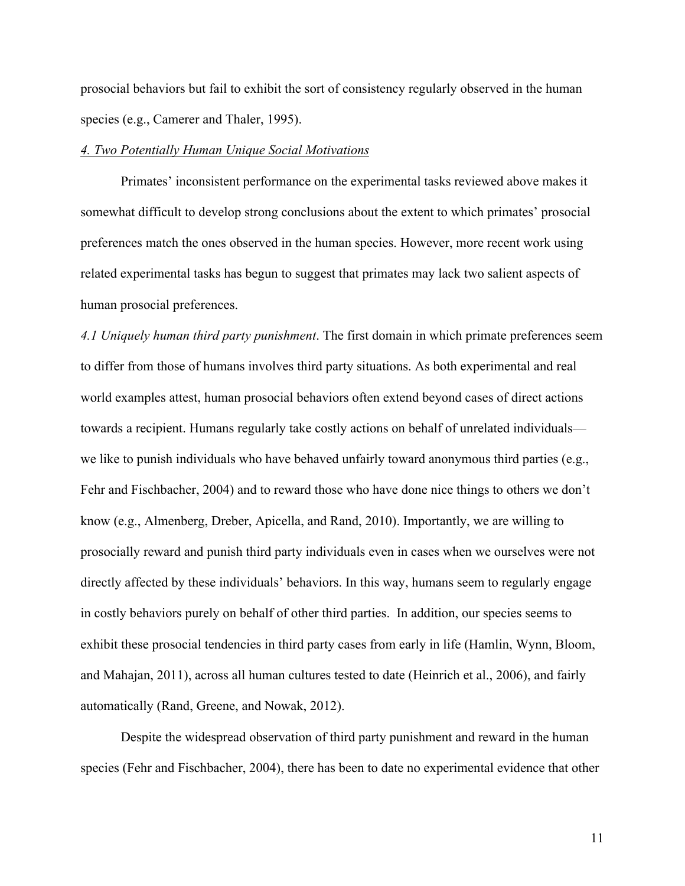prosocial behaviors but fail to exhibit the sort of consistency regularly observed in the human species (e.g., Camerer and Thaler, 1995).

## *4. Two Potentially Human Unique Social Motivations*

Primates' inconsistent performance on the experimental tasks reviewed above makes it somewhat difficult to develop strong conclusions about the extent to which primates' prosocial preferences match the ones observed in the human species. However, more recent work using related experimental tasks has begun to suggest that primates may lack two salient aspects of human prosocial preferences.

*4.1 Uniquely human third party punishment*. The first domain in which primate preferences seem to differ from those of humans involves third party situations. As both experimental and real world examples attest, human prosocial behaviors often extend beyond cases of direct actions towards a recipient. Humans regularly take costly actions on behalf of unrelated individuals—we like to punish individuals who have behaved unfairly toward anonymous third parties (e.g., Fehr and Fischbacher, 2004) and to reward those who have done nice things to others we don't know (e.g., Almenberg, Dreber, Apicella, and Rand, 2010). Importantly, we are willing to prosocially reward and punish third party individuals even in cases when we ourselves were not directly affected by these individuals' behaviors. In this way, humans seem to regularly engage in costly behaviors purely on behalf of other third parties. In addition, our species seems to exhibit these prosocial tendencies in third party cases from early in life (Hamlin, Wynn, Bloom, and Mahajan, 2011), across all human cultures tested to date (Heinrich et al., 2006), and fairly automatically (Rand, Greene, and Nowak, 2012).

Despite the widespread observation of third party punishment and reward in the human species (Fehr and Fischbacher, 2004), there has been to date no experimental evidence that other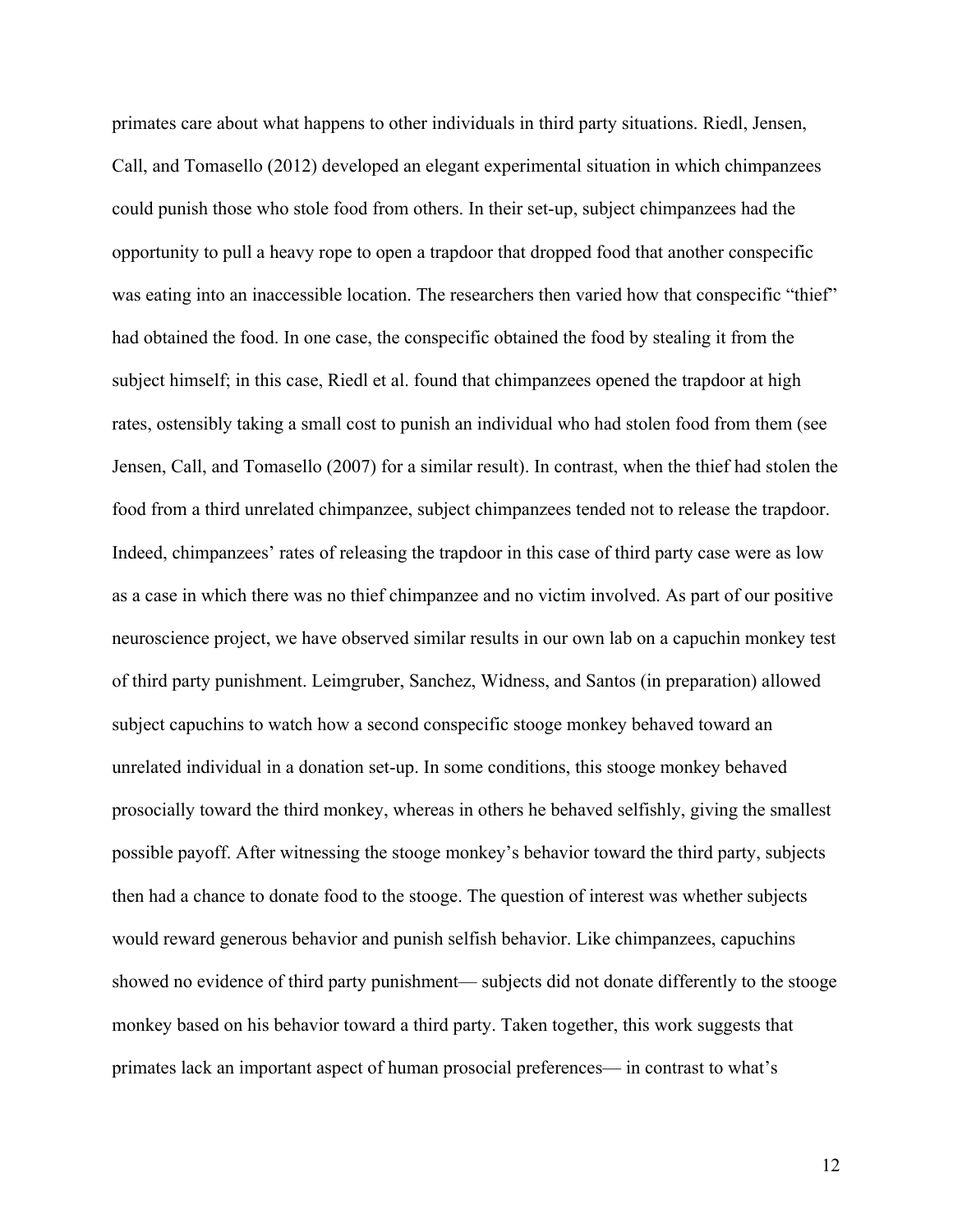primates care about what happens to other individuals in third party situations. Riedl, Jensen, Call, and Tomasello (2012) developed an elegant experimental situation in which chimpanzees could punish those who stole food from others. In their set-up, subject chimpanzees had the opportunity to pull a heavy rope to open a trapdoor that dropped food that another conspecific was eating into an inaccessible location. The researchers then varied how that conspecific "thief" had obtained the food. In one case, the conspecific obtained the food by stealing it from the subject himself; in this case, Riedl et al. found that chimpanzees opened the trapdoor at high rates, ostensibly taking a small cost to punish an individual who had stolen food from them (see Jensen, Call, and Tomasello (2007) for a similar result). In contrast, when the thief had stolen the food from a third unrelated chimpanzee, subject chimpanzees tended not to release the trapdoor. Indeed, chimpanzees' rates of releasing the trapdoor in this case of third party case were as low as a case in which there was no thief chimpanzee and no victim involved. As part of our positive neuroscience project, we have observed similar results in our own lab on a capuchin monkey test of third party punishment. Leimgruber, Sanchez, Widness, and Santos (in preparation) allowed subject capuchins to watch how a second conspecific stooge monkey behaved toward an unrelated individual in a donation set-up. In some conditions, this stooge monkey behaved prosocially toward the third monkey, whereas in others he behaved selfishly, giving the smallest possible payoff. After witnessing the stooge monkey's behavior toward the third party, subjects then had a chance to donate food to the stooge. The question of interest was whether subjects would reward generous behavior and punish selfish behavior. Like chimpanzees, capuchins showed no evidence of third party punishment— subjects did not donate differently to the stooge monkey based on his behavior toward a third party. Taken together, this work suggests that primates lack an important aspect of human prosocial preferences— in contrast to what's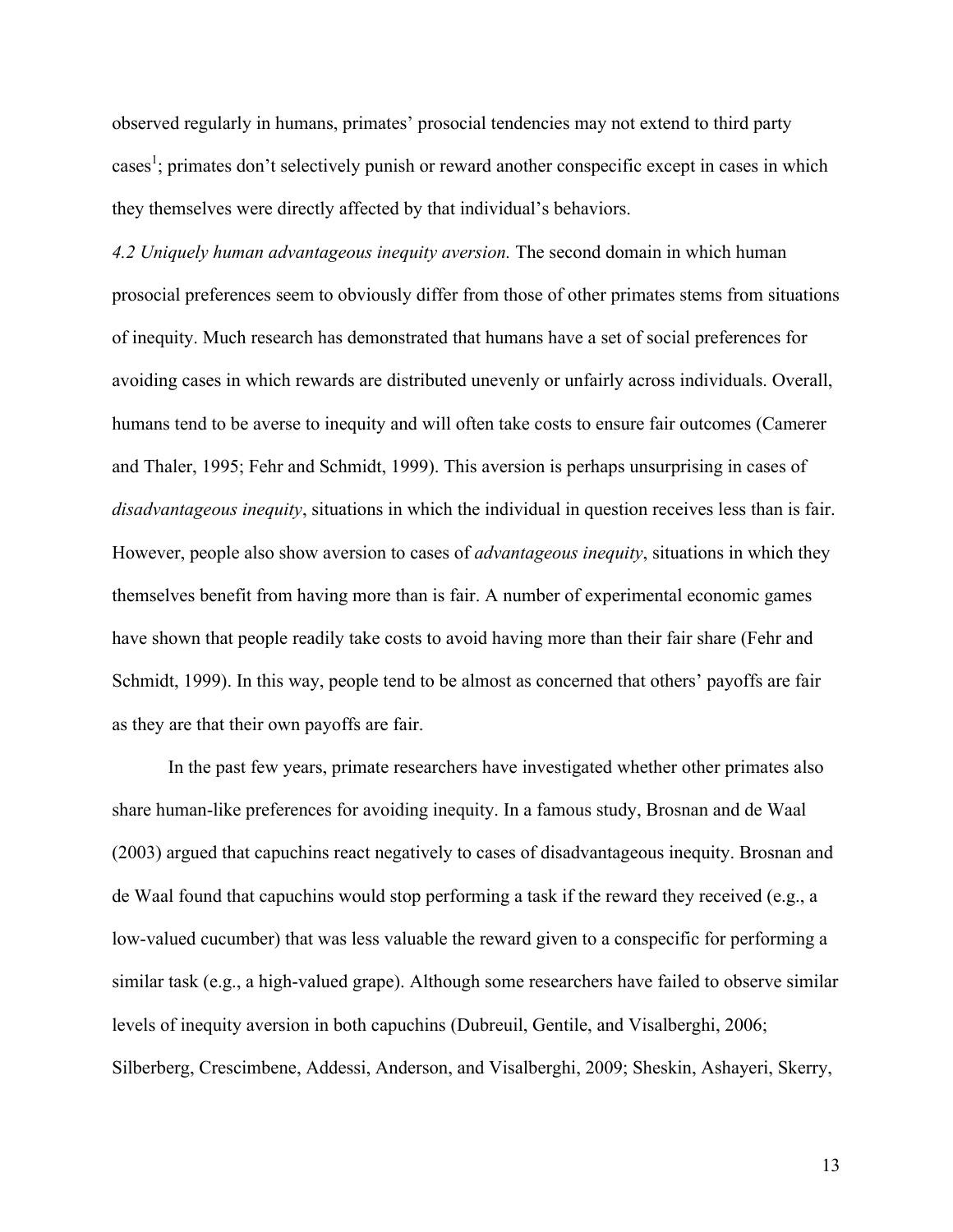observed regularly in humans, primates' prosocial tendencies may not extend to third party cases[1]; primates don't selectively punish or reward another conspecific except in cases in which they themselves were directly affected by that individual's behaviors.

*4.2 Uniquely human advantageous inequity aversion.* The second domain in which human prosocial preferences seem to obviously differ from those of other primates stems from situations of inequity. Much research has demonstrated that humans have a set of social preferences for avoiding cases in which rewards are distributed unevenly or unfairly across individuals. Overall, humans tend to be averse to inequity and will often take costs to ensure fair outcomes (Camerer and Thaler, 1995; Fehr and Schmidt, 1999). This aversion is perhaps unsurprising in cases of *disadvantageous inequity*, situations in which the individual in question receives less than is fair. However, people also show aversion to cases of *advantageous inequity*, situations in which they themselves benefit from having more than is fair. A number of experimental economic games have shown that people readily take costs to avoid having more than their fair share (Fehr and Schmidt, 1999). In this way, people tend to be almost as concerned that others' payoffs are fair as they are that their own payoffs are fair.

In the past few years, primate researchers have investigated whether other primates also share human-like preferences for avoiding inequity. In a famous study, Brosnan and de Waal (2003) argued that capuchins react negatively to cases of disadvantageous inequity. Brosnan and de Waal found that capuchins would stop performing a task if the reward they received (e.g., a low-valued cucumber) that was less valuable the reward given to a conspecific for performing a similar task (e.g., a high-valued grape). Although some researchers have failed to observe similar levels of inequity aversion in both capuchins (Dubreuil, Gentile, and Visalberghi, 2006; Silberberg, Crescimbene, Addessi, Anderson, and Visalberghi, 2009; Sheskin, Ashayeri, Skerry,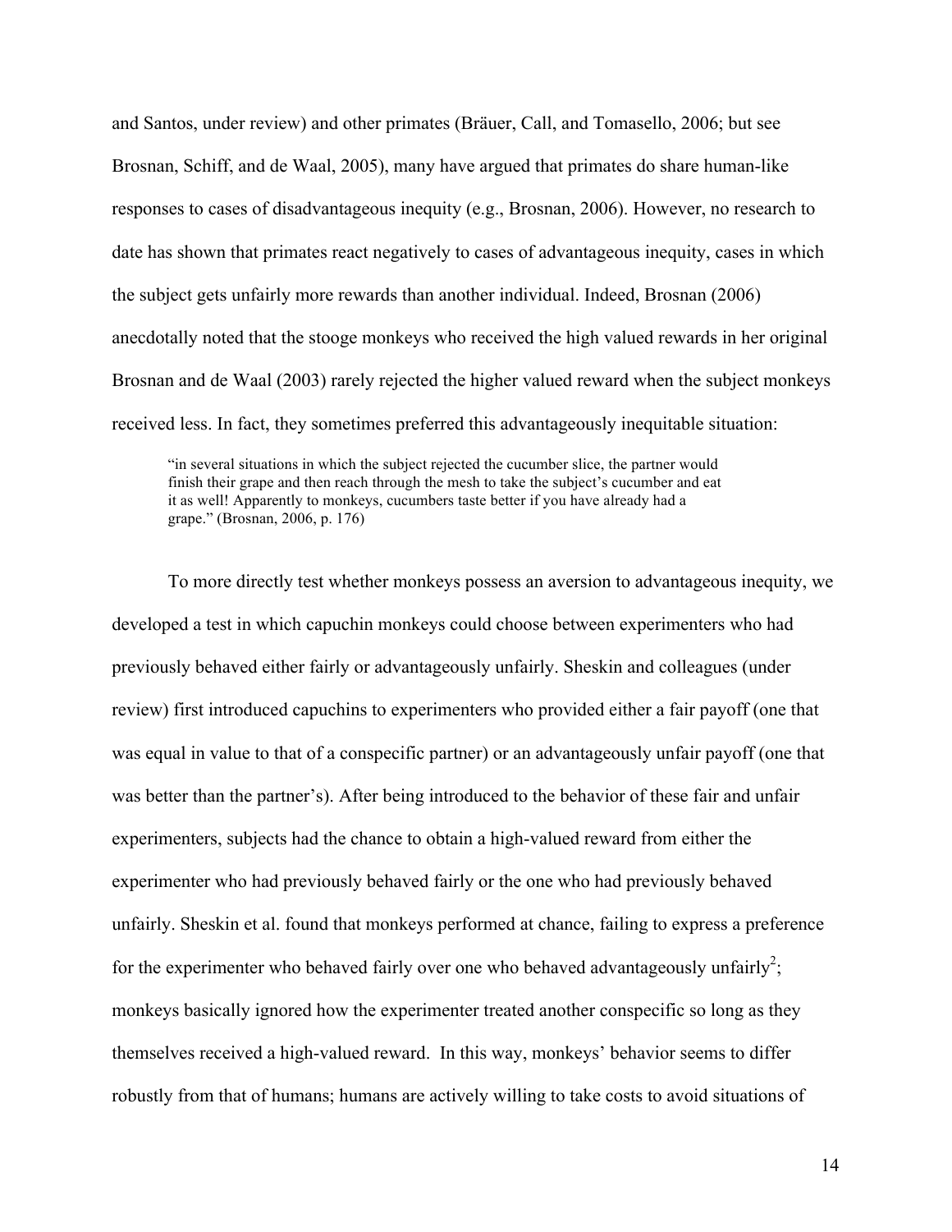and Santos, under review) and other primates (Bräuer, Call, and Tomasello, 2006; but see Brosnan, Schiff, and de Waal, 2005), many have argued that primates do share human-like responses to cases of disadvantageous inequity (e.g., Brosnan, 2006). However, no research to date has shown that primates react negatively to cases of advantageous inequity, cases in which the subject gets unfairly more rewards than another individual. Indeed, Brosnan (2006) anecdotally noted that the stooge monkeys who received the high valued rewards in her original Brosnan and de Waal (2003) rarely rejected the higher valued reward when the subject monkeys received less. In fact, they sometimes preferred this advantageously inequitable situation:

> "in several situations in which the subject rejected the cucumber slice, the partner would finish their grape and then reach through the mesh to take the subject's cucumber and eat it as well! Apparently to monkeys, cucumbers taste better if you have already had a grape." (Brosnan, 2006, p. 176)

To more directly test whether monkeys possess an aversion to advantageous inequity, we developed a test in which capuchin monkeys could choose between experimenters who had previously behaved either fairly or advantageously unfairly. Sheskin and colleagues (under review) first introduced capuchins to experimenters who provided either a fair payoff (one that was equal in value to that of a conspecific partner) or an advantageously unfair payoff (one that was better than the partner's). After being introduced to the behavior of these fair and unfair experimenters, subjects had the chance to obtain a high-valued reward from either the experimenter who had previously behaved fairly or the one who had previously behaved unfairly. Sheskin et al. found that monkeys performed at chance, failing to express a preference for the experimenter who behaved fairly over one who behaved advantageously unfairly[2]; monkeys basically ignored how the experimenter treated another conspecific so long as they themselves received a high-valued reward. In this way, monkeys' behavior seems to differ robustly from that of humans; humans are actively willing to take costs to avoid situations of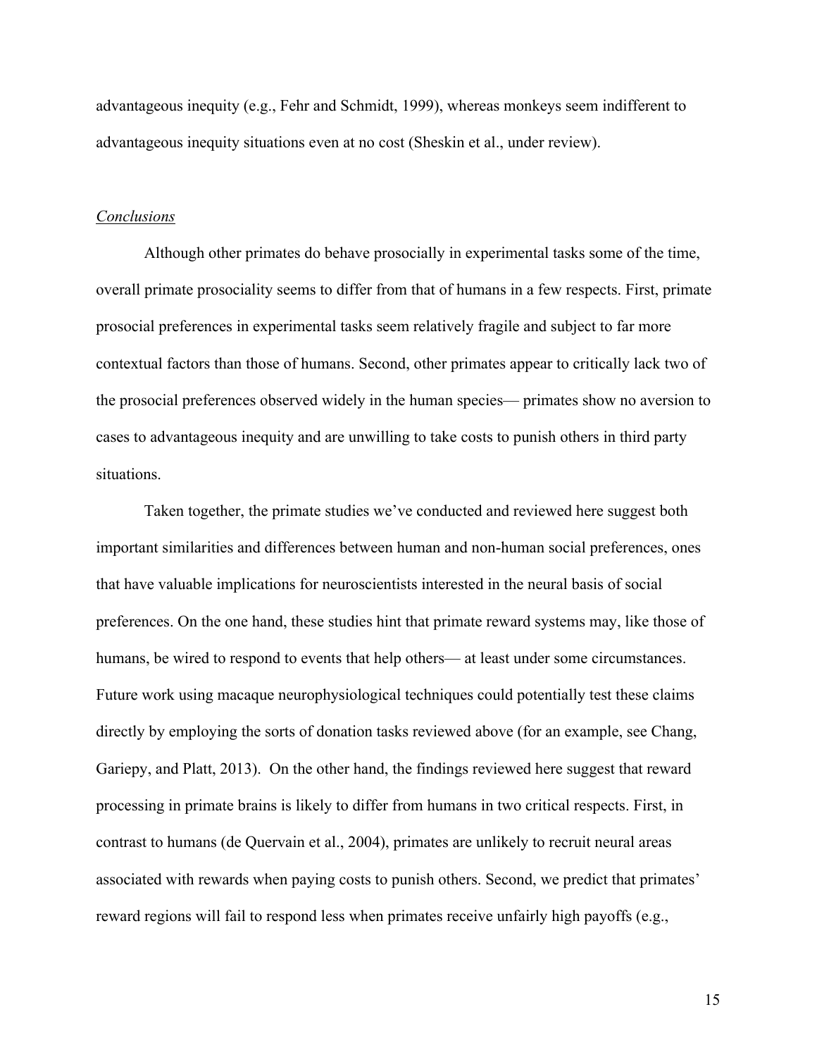advantageous inequity (e.g., Fehr and Schmidt, 1999), whereas monkeys seem indifferent to advantageous inequity situations even at no cost (Sheskin et al., under review).

### *Conclusions*

Although other primates do behave prosocially in experimental tasks some of the time, overall primate prosociality seems to differ from that of humans in a few respects. First, primate prosocial preferences in experimental tasks seem relatively fragile and subject to far more contextual factors than those of humans. Second, other primates appear to critically lack two of the prosocial preferences observed widely in the human species— primates show no aversion to cases to advantageous inequity and are unwilling to take costs to punish others in third party situations.

Taken together, the primate studies we've conducted and reviewed here suggest both important similarities and differences between human and non-human social preferences, ones that have valuable implications for neuroscientists interested in the neural basis of social preferences. On the one hand, these studies hint that primate reward systems may, like those of humans, be wired to respond to events that help others— at least under some circumstances. Future work using macaque neurophysiological techniques could potentially test these claims directly by employing the sorts of donation tasks reviewed above (for an example, see Chang, Gariepy, and Platt, 2013). On the other hand, the findings reviewed here suggest that reward processing in primate brains is likely to differ from humans in two critical respects. First, in contrast to humans (de Quervain et al., 2004), primates are unlikely to recruit neural areas associated with rewards when paying costs to punish others. Second, we predict that primates' reward regions will fail to respond less when primates receive unfairly high payoffs (e.g.,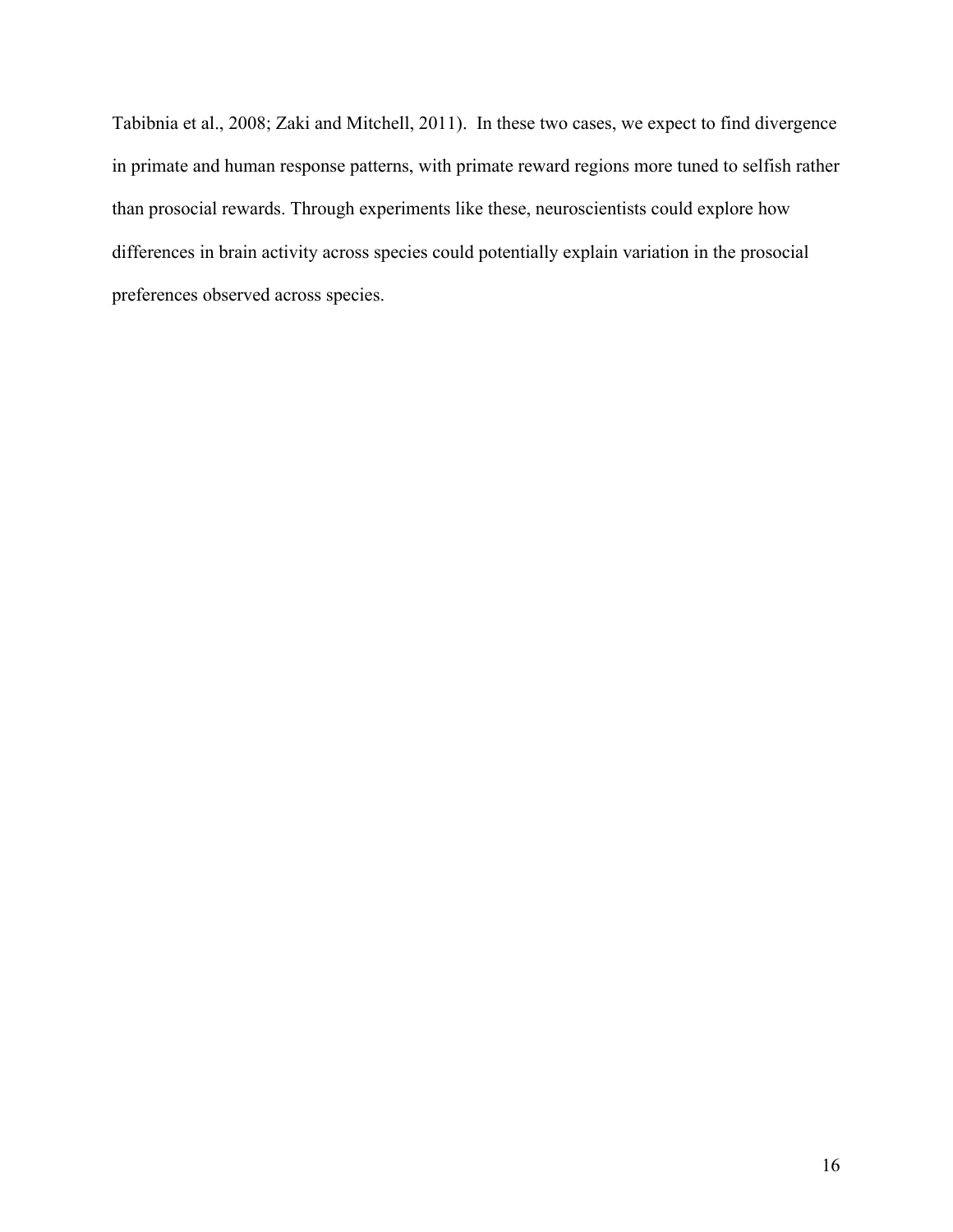Tabibnia et al., 2008; Zaki and Mitchell, 2011). In these two cases, we expect to find divergence in primate and human response patterns, with primate reward regions more tuned to selfish rather than prosocial rewards. Through experiments like these, neuroscientists could explore how differences in brain activity across species could potentially explain variation in the prosocial preferences observed across species.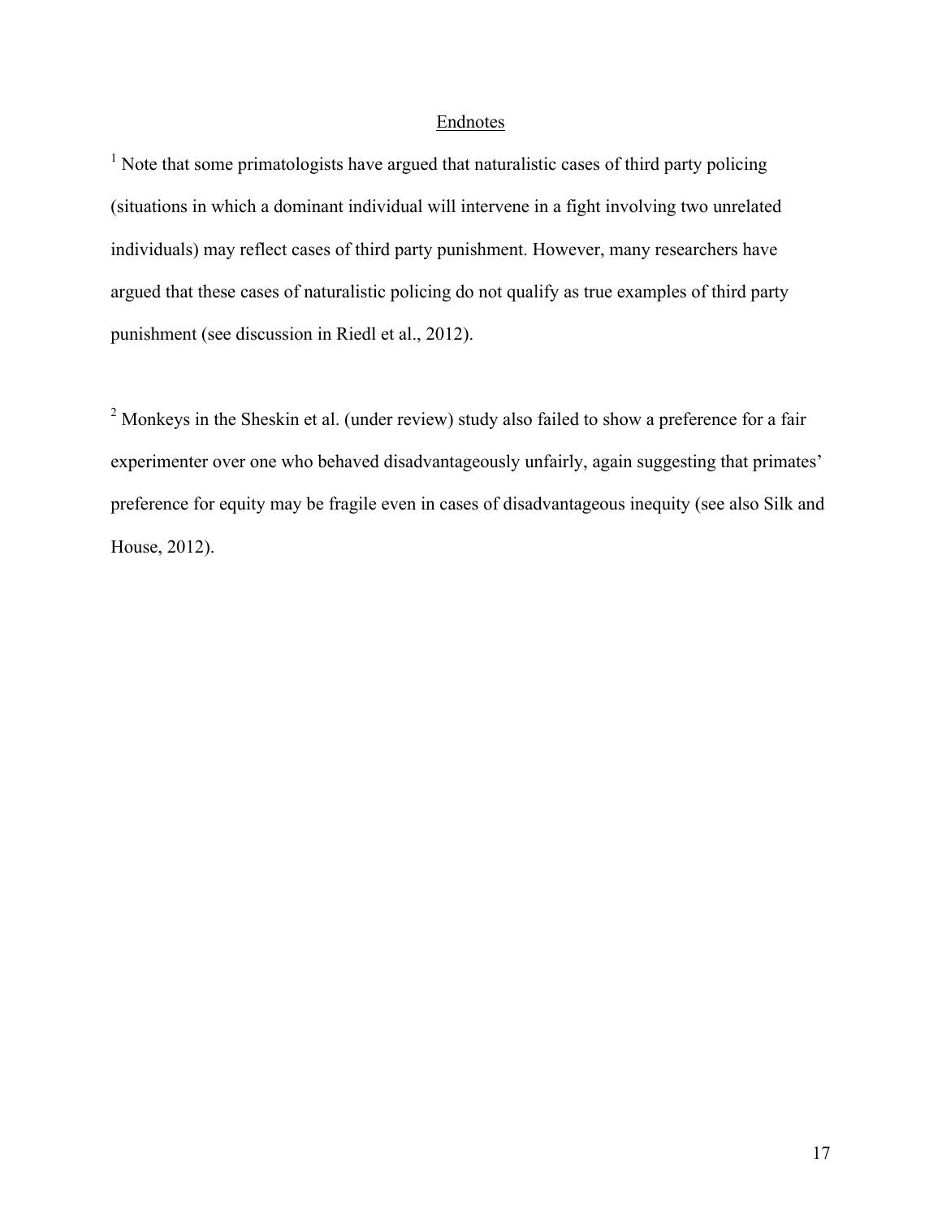## Endnotes

[1] Note that some primatologists have argued that naturalistic cases of third party policing (situations in which a dominant individual will intervene in a fight involving two unrelated individuals) may reflect cases of third party punishment. However, many researchers have argued that these cases of naturalistic policing do not qualify as true examples of third party punishment (see discussion in Riedl et al., 2012).

[2] Monkeys in the Sheskin et al. (under review) study also failed to show a preference for a fair experimenter over one who behaved disadvantageously unfairly, again suggesting that primates' preference for equity may be fragile even in cases of disadvantageous inequity (see also Silk and House, 2012).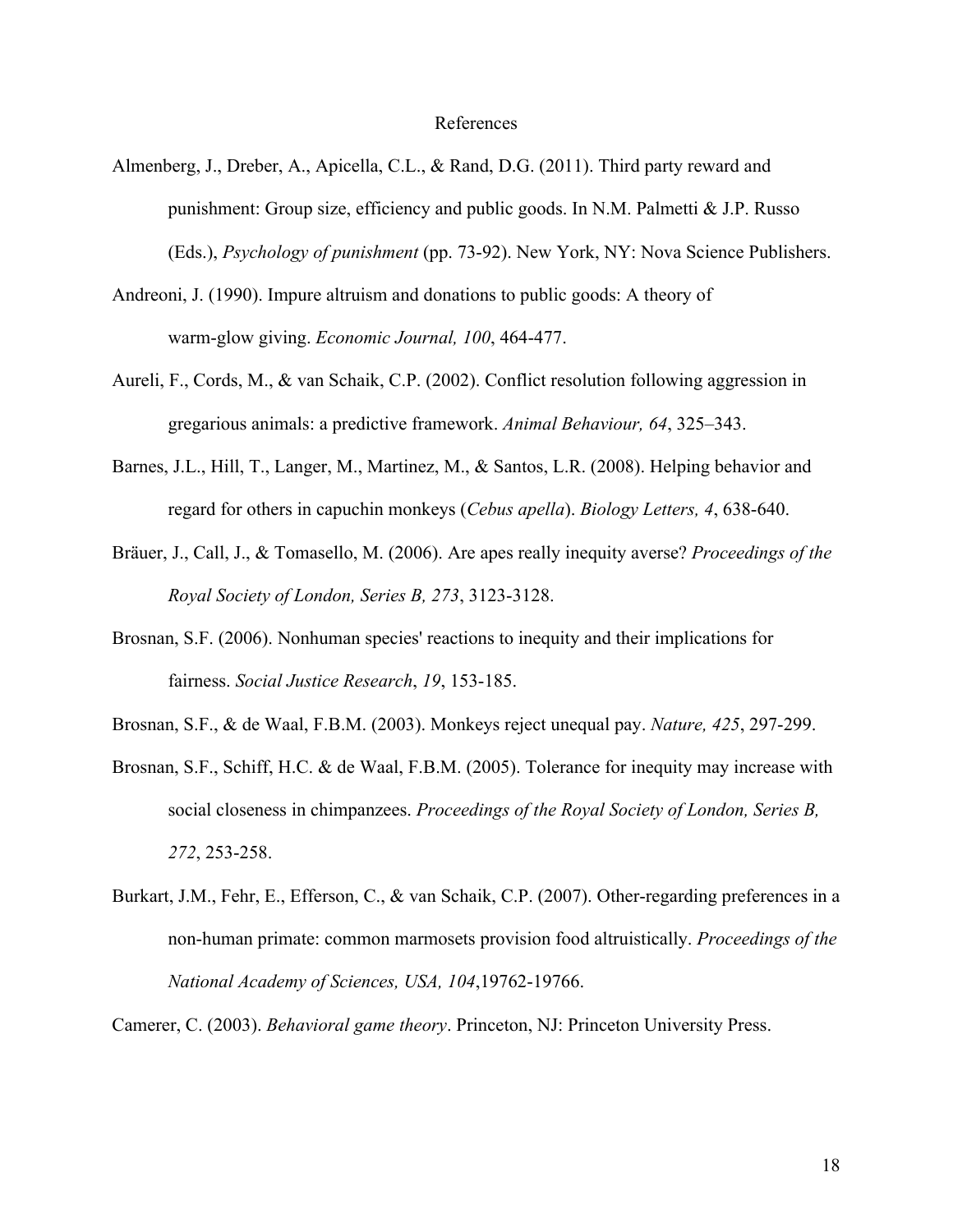# References

Almenberg, J., Dreber, A., Apicella, C.L., & Rand, D.G. (2011). Third party reward and punishment: Group size, efficiency and public goods. In N.M. Palmetti & J.P. Russo (Eds.), *Psychology of punishment* (pp. 73-92). New York, NY: Nova Science Publishers.

Andreoni, J. (1990). Impure altruism and donations to public goods: A theory of warm-glow giving. *Economic Journal, 100*, 464-477.

Aureli, F., Cords, M., & van Schaik, C.P. (2002). Conflict resolution following aggression in gregarious animals: a predictive framework. *Animal Behaviour, 64*, 325–343.

Barnes, J.L., Hill, T., Langer, M., Martinez, M., & Santos, L.R. (2008). Helping behavior and regard for others in capuchin monkeys (*Cebus apella*). *Biology Letters, 4*, 638-640.

Bräuer, J., Call, J., & Tomasello, M. (2006). Are apes really inequity averse? *Proceedings of the Royal Society of London, Series B, 273*, 3123-3128.

Brosnan, S.F. (2006). Nonhuman species' reactions to inequity and their implications for fairness. *Social Justice Research*, *19*, 153-185.

Brosnan, S.F., & de Waal, F.B.M. (2003). Monkeys reject unequal pay. *Nature, 425*, 297-299.

Brosnan, S.F., Schiff, H.C. & de Waal, F.B.M. (2005). Tolerance for inequity may increase with social closeness in chimpanzees. *Proceedings of the Royal Society of London, Series B, 272*, 253-258.

Burkart, J.M., Fehr, E., Efferson, C., & van Schaik, C.P. (2007). Other-regarding preferences in a non-human primate: common marmosets provision food altruistically. *Proceedings of the National Academy of Sciences, USA, 104*,19762-19766.

Camerer, C. (2003). *Behavioral game theory*. Princeton, NJ: Princeton University Press.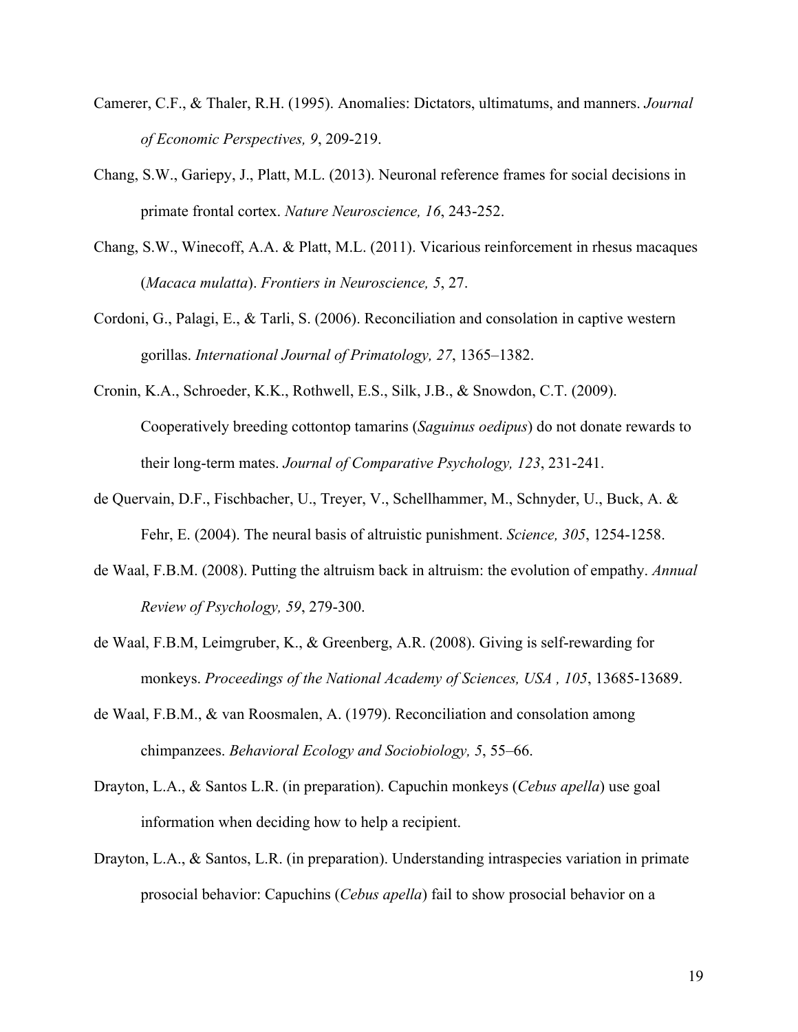Camerer, C.F., & Thaler, R.H. (1995). Anomalies: Dictators, ultimatums, and manners. *Journal of Economic Perspectives, 9*, 209-219.

Chang, S.W., Gariepy, J., Platt, M.L. (2013). Neuronal reference frames for social decisions in primate frontal cortex. *Nature Neuroscience, 16*, 243-252.

Chang, S.W., Winecoff, A.A. & Platt, M.L. (2011). Vicarious reinforcement in rhesus macaques (*Macaca mulatta*). *Frontiers in Neuroscience, 5*, 27.

Cordoni, G., Palagi, E., & Tarli, S. (2006). Reconciliation and consolation in captive western gorillas. *International Journal of Primatology, 27*, 1365–1382.

Cronin, K.A., Schroeder, K.K., Rothwell, E.S., Silk, J.B., & Snowdon, C.T. (2009). Cooperatively breeding cottontop tamarins (*Saguinus oedipus*) do not donate rewards to their long-term mates. *Journal of Comparative Psychology, 123*, 231-241.

de Quervain, D.F., Fischbacher, U., Treyer, V., Schellhammer, M., Schnyder, U., Buck, A. & Fehr, E. (2004). The neural basis of altruistic punishment. *Science, 305*, 1254-1258.

de Waal, F.B.M. (2008). Putting the altruism back in altruism: the evolution of empathy. *Annual Review of Psychology, 59*, 279-300.

de Waal, F.B.M, Leimgruber, K., & Greenberg, A.R. (2008). Giving is self-rewarding for monkeys. *Proceedings of the National Academy of Sciences, USA , 105*, 13685-13689.

de Waal, F.B.M., & van Roosmalen, A. (1979). Reconciliation and consolation among chimpanzees. *Behavioral Ecology and Sociobiology, 5*, 55–66.

Drayton, L.A., & Santos L.R. (in preparation). Capuchin monkeys (*Cebus apella*) use goal information when deciding how to help a recipient.

Drayton, L.A., & Santos, L.R. (in preparation). Understanding intraspecies variation in primate prosocial behavior: Capuchins (*Cebus apella*) fail to show prosocial behavior on a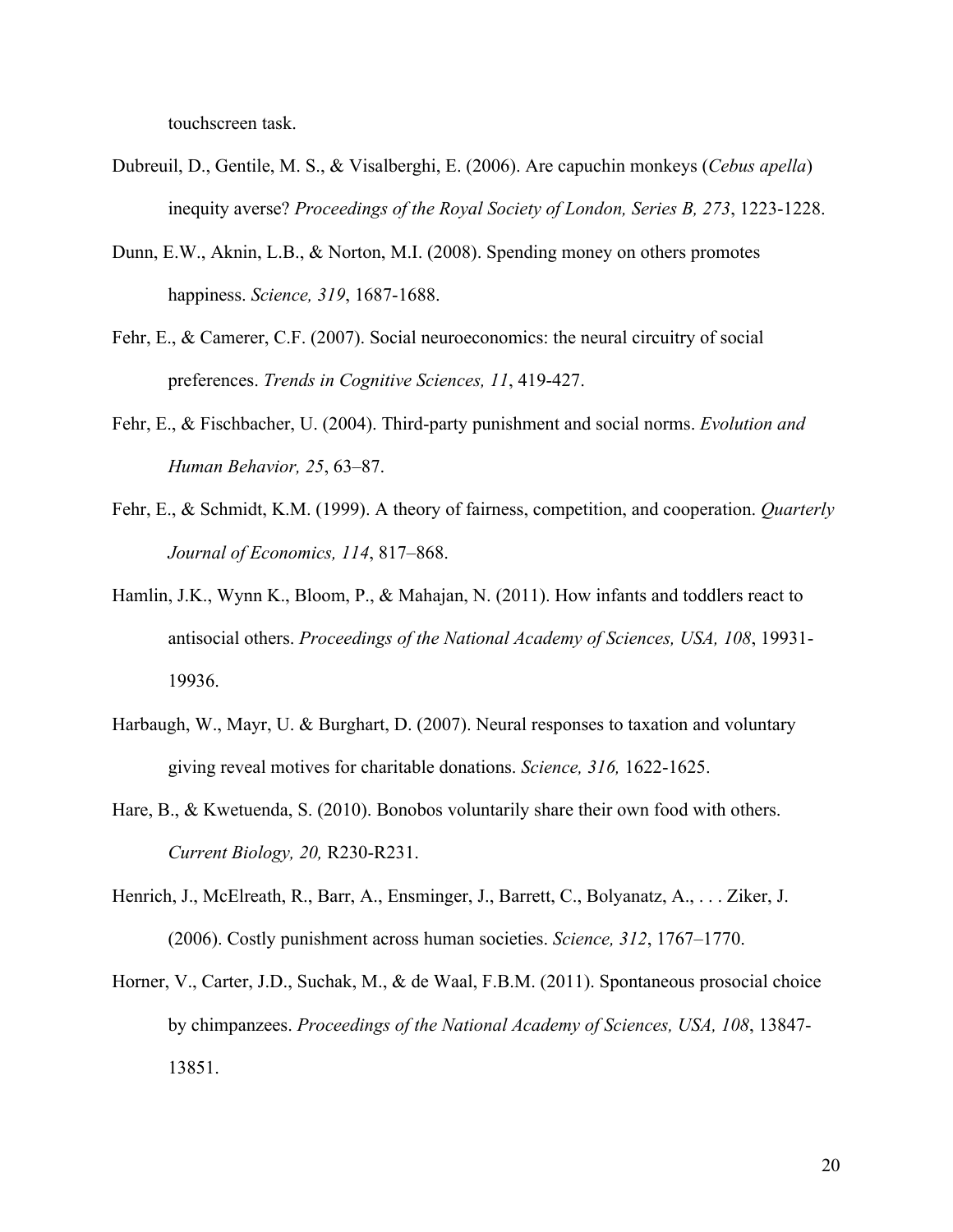touchscreen task.

Dubreuil, D., Gentile, M. S., & Visalberghi, E. (2006). Are capuchin monkeys (*Cebus apella*) inequity averse? *Proceedings of the Royal Society of London, Series B, 273*, 1223-1228.

Dunn, E.W., Aknin, L.B., & Norton, M.I. (2008). Spending money on others promotes happiness. *Science, 319*, 1687-1688.

Fehr, E., & Camerer, C.F. (2007). Social neuroeconomics: the neural circuitry of social preferences. *Trends in Cognitive Sciences, 11*, 419-427.

Fehr, E., & Fischbacher, U. (2004). Third-party punishment and social norms. *Evolution and Human Behavior, 25*, 63–87.

Fehr, E., & Schmidt, K.M. (1999). A theory of fairness, competition, and cooperation. *Quarterly Journal of Economics, 114*, 817–868.

Hamlin, J.K., Wynn K., Bloom, P., & Mahajan, N. (2011). How infants and toddlers react to antisocial others. *Proceedings of the National Academy of Sciences, USA, 108*, 19931-19936.

Harbaugh, W., Mayr, U. & Burghart, D. (2007). Neural responses to taxation and voluntary giving reveal motives for charitable donations. *Science, 316,* 1622-1625.

Hare, B., & Kwetuenda, S. (2010). Bonobos voluntarily share their own food with others. *Current Biology, 20,* R230-R231.

Henrich, J., McElreath, R., Barr, A., Ensminger, J., Barrett, C., Bolyanatz, A., . . . Ziker, J. (2006). Costly punishment across human societies. *Science, 312*, 1767–1770.

Horner, V., Carter, J.D., Suchak, M., & de Waal, F.B.M. (2011). Spontaneous prosocial choice by chimpanzees. *Proceedings of the National Academy of Sciences, USA, 108*, 13847-13851.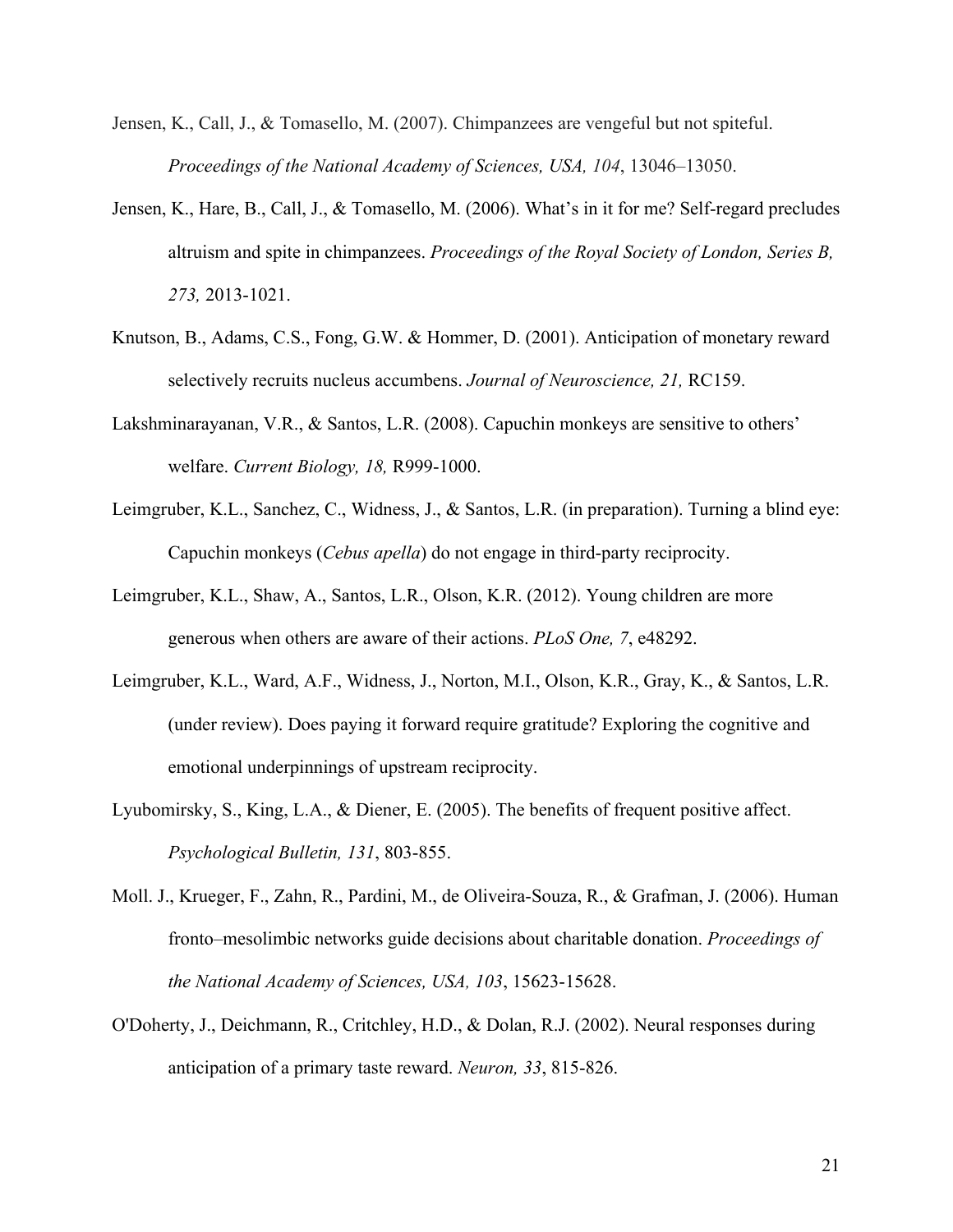Jensen, K., Call, J., & Tomasello, M. (2007). Chimpanzees are vengeful but not spiteful. *Proceedings of the National Academy of Sciences, USA, 104*, 13046–13050.

Jensen, K., Hare, B., Call, J., & Tomasello, M. (2006). What's in it for me? Self-regard precludes altruism and spite in chimpanzees. *Proceedings of the Royal Society of London, Series B, 273,* 2013-1021.

Knutson, B., Adams, C.S., Fong, G.W. & Hommer, D. (2001). Anticipation of monetary reward selectively recruits nucleus accumbens. *Journal of Neuroscience, 21,* RC159.

Lakshminarayanan, V.R., & Santos, L.R. (2008). Capuchin monkeys are sensitive to others' welfare. *Current Biology, 18,* R999-1000.

Leimgruber, K.L., Sanchez, C., Widness, J., & Santos, L.R. (in preparation). Turning a blind eye: Capuchin monkeys (*Cebus apella*) do not engage in third-party reciprocity.

Leimgruber, K.L., Shaw, A., Santos, L.R., Olson, K.R. (2012). Young children are more generous when others are aware of their actions. *PLoS One, 7*, e48292.

Leimgruber, K.L., Ward, A.F., Widness, J., Norton, M.I., Olson, K.R., Gray, K., & Santos, L.R. (under review). Does paying it forward require gratitude? Exploring the cognitive and emotional underpinnings of upstream reciprocity.

Lyubomirsky, S., King, L.A., & Diener, E. (2005). The benefits of frequent positive affect. *Psychological Bulletin, 131*, 803-855.

Moll. J., Krueger, F., Zahn, R., Pardini, M., de Oliveira-Souza, R., & Grafman, J. (2006). Human fronto–mesolimbic networks guide decisions about charitable donation. *Proceedings of the National Academy of Sciences, USA, 103*, 15623-15628.

O'Doherty, J., Deichmann, R., Critchley, H.D., & Dolan, R.J. (2002). Neural responses during anticipation of a primary taste reward. *Neuron, 33*, 815-826.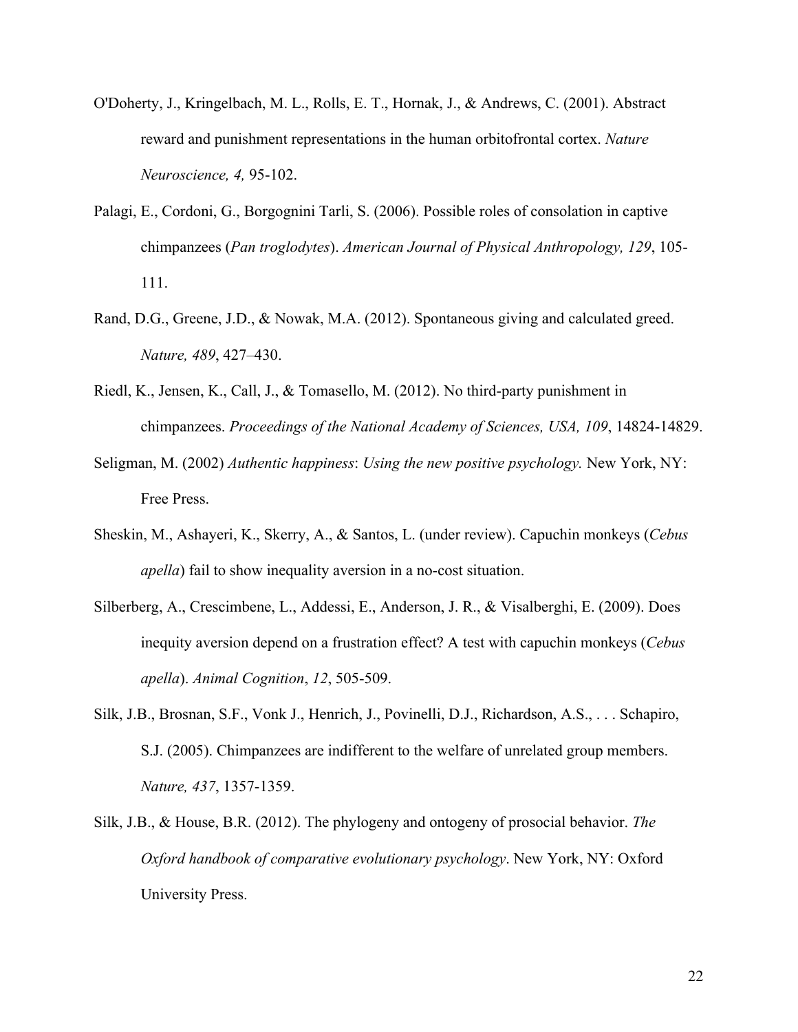O'Doherty, J., Kringelbach, M. L., Rolls, E. T., Hornak, J., & Andrews, C. (2001). Abstract reward and punishment representations in the human orbitofrontal cortex. *Nature Neuroscience, 4,* 95-102.

Palagi, E., Cordoni, G., Borgognini Tarli, S. (2006). Possible roles of consolation in captive chimpanzees (*Pan troglodytes*). *American Journal of Physical Anthropology, 129*, 105-111.

Rand, D.G., Greene, J.D., & Nowak, M.A. (2012). Spontaneous giving and calculated greed. *Nature, 489*, 427–430.

Riedl, K., Jensen, K., Call, J., & Tomasello, M. (2012). No third-party punishment in chimpanzees. *Proceedings of the National Academy of Sciences, USA, 109*, 14824-14829.

Seligman, M. (2002) *Authentic happiness*: *Using the new positive psychology.* New York, NY: Free Press.

Sheskin, M., Ashayeri, K., Skerry, A., & Santos, L. (under review). Capuchin monkeys (*Cebus apella*) fail to show inequality aversion in a no-cost situation.

Silberberg, A., Crescimbene, L., Addessi, E., Anderson, J. R., & Visalberghi, E. (2009). Does inequity aversion depend on a frustration effect? A test with capuchin monkeys (*Cebus apella*). *Animal Cognition*, *12*, 505-509.

Silk, J.B., Brosnan, S.F., Vonk J., Henrich, J., Povinelli, D.J., Richardson, A.S., . . . Schapiro, S.J. (2005). Chimpanzees are indifferent to the welfare of unrelated group members. *Nature, 437*, 1357-1359.

Silk, J.B., & House, B.R. (2012). The phylogeny and ontogeny of prosocial behavior. *The Oxford handbook of comparative evolutionary psychology*. New York, NY: Oxford University Press.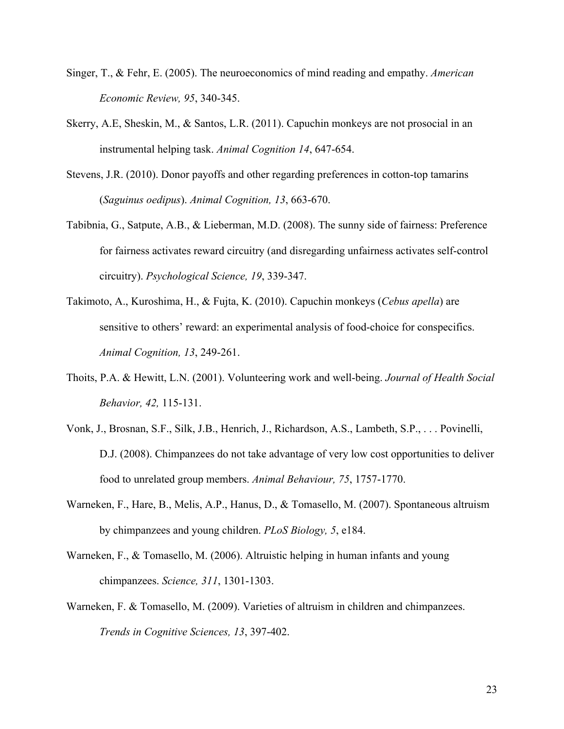Singer, T., & Fehr, E. (2005). The neuroeconomics of mind reading and empathy. *American Economic Review, 95*, 340-345.

Skerry, A.E, Sheskin, M., & Santos, L.R. (2011). Capuchin monkeys are not prosocial in an instrumental helping task. *Animal Cognition 14*, 647-654.

Stevens, J.R. (2010). Donor payoffs and other regarding preferences in cotton-top tamarins (*Saguinus oedipus*). *Animal Cognition, 13*, 663-670.

Tabibnia, G., Satpute, A.B., & Lieberman, M.D. (2008). The sunny side of fairness: Preference for fairness activates reward circuitry (and disregarding unfairness activates self-control circuitry). *Psychological Science, 19*, 339-347.

Takimoto, A., Kuroshima, H., & Fujta, K. (2010). Capuchin monkeys (*Cebus apella*) are sensitive to others' reward: an experimental analysis of food-choice for conspecifics. *Animal Cognition, 13*, 249-261.

Thoits, P.A. & Hewitt, L.N. (2001). Volunteering work and well-being. *Journal of Health Social Behavior, 42,* 115-131.

Vonk, J., Brosnan, S.F., Silk, J.B., Henrich, J., Richardson, A.S., Lambeth, S.P., . . . Povinelli, D.J. (2008). Chimpanzees do not take advantage of very low cost opportunities to deliver food to unrelated group members. *Animal Behaviour, 75*, 1757-1770.

Warneken, F., Hare, B., Melis, A.P., Hanus, D., & Tomasello, M. (2007). Spontaneous altruism by chimpanzees and young children. *PLoS Biology, 5*, e184.

Warneken, F., & Tomasello, M. (2006). Altruistic helping in human infants and young chimpanzees. *Science, 311*, 1301-1303.

Warneken, F. & Tomasello, M. (2009). Varieties of altruism in children and chimpanzees. *Trends in Cognitive Sciences, 13*, 397-402.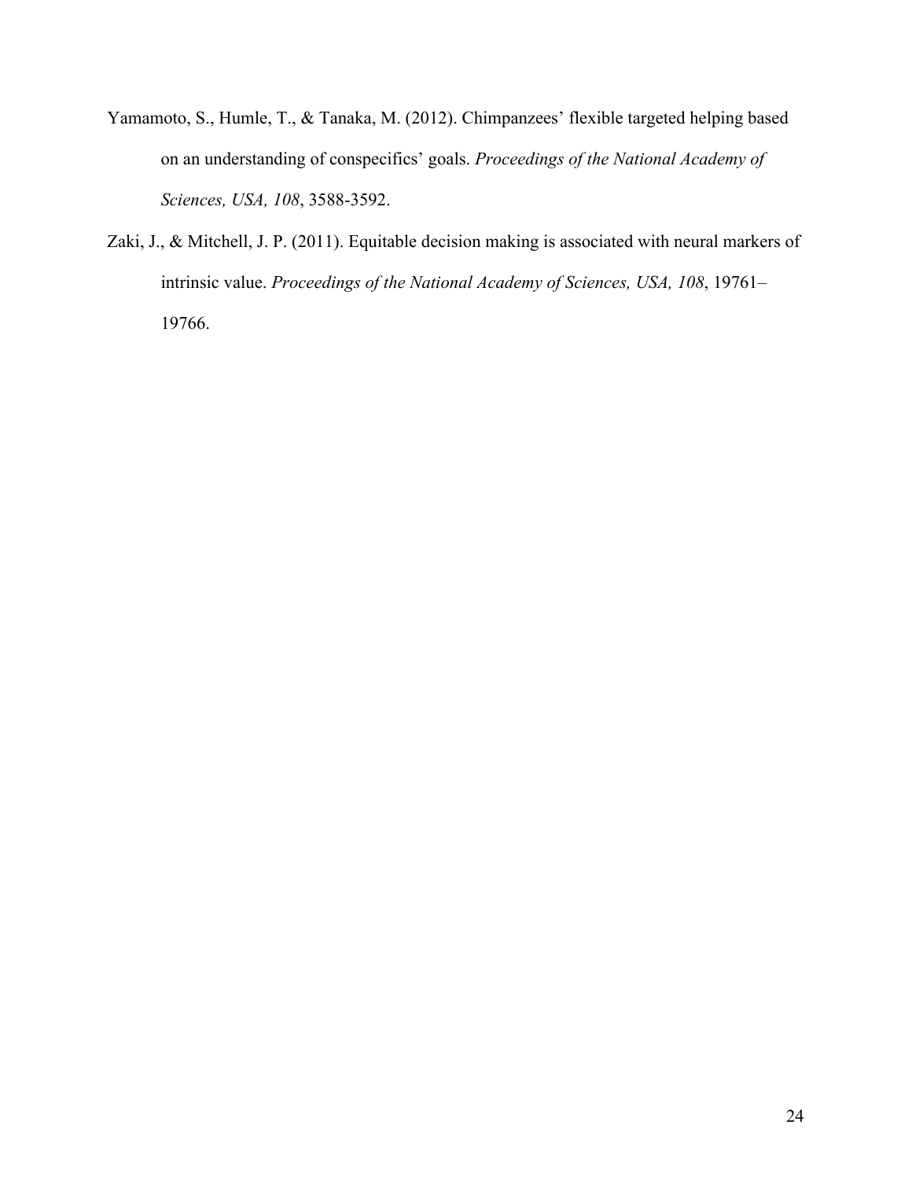Yamamoto, S., Humle, T., & Tanaka, M. (2012). Chimpanzees' flexible targeted helping based on an understanding of conspecifics' goals. *Proceedings of the National Academy of Sciences, USA, 108*, 3588-3592.

Zaki, J., & Mitchell, J. P. (2011). Equitable decision making is associated with neural markers of intrinsic value. *Proceedings of the National Academy of Sciences, USA, 108*, 19761–19766.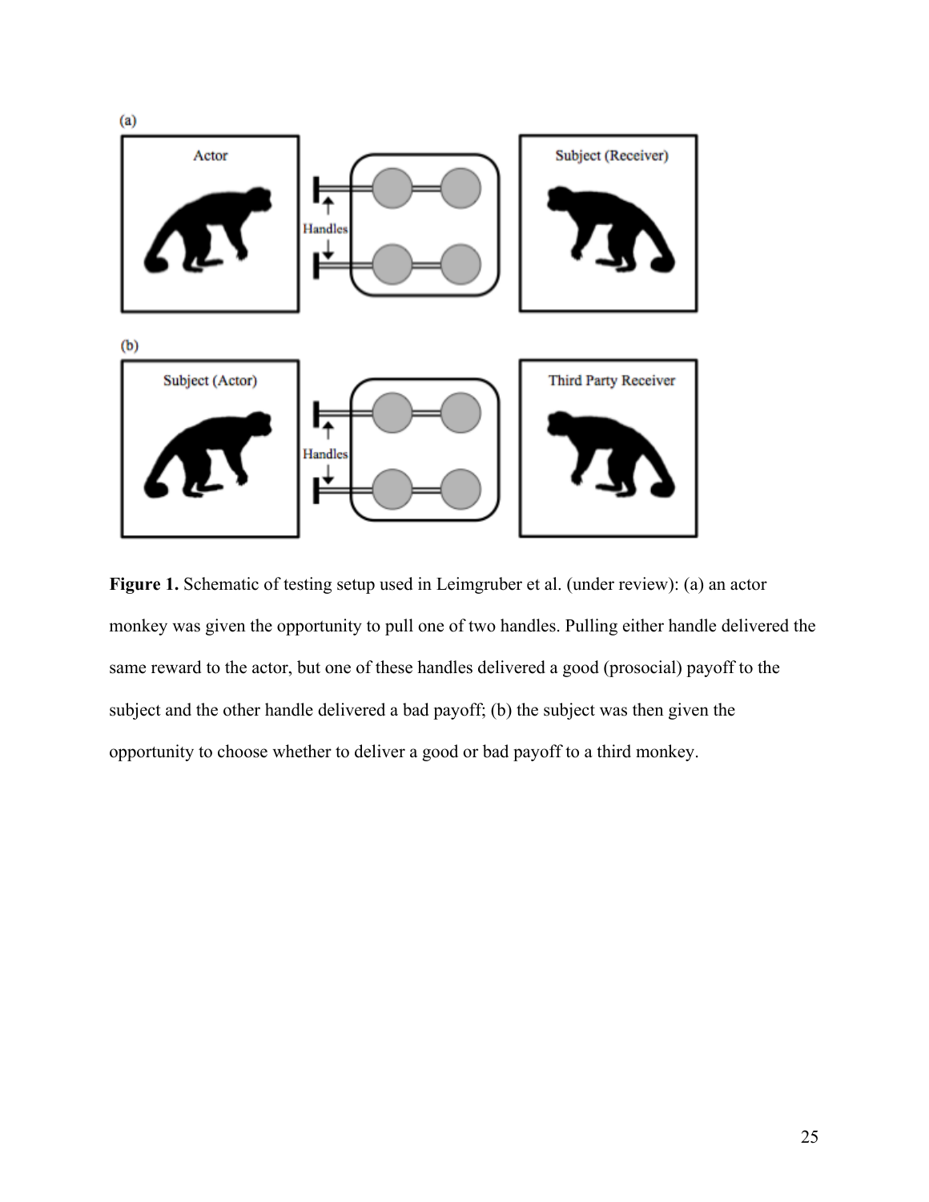(a)

Actor

Handles

Subject (Receiver)

(b)

Subject (Actor)

Handles

Third Party Receiver

**Figure 1.** Schematic of testing setup used in Leimgruber et al. (under review): (a) an actor monkey was given the opportunity to pull one of two handles. Pulling either handle delivered the same reward to the actor, but one of these handles delivered a good (prosocial) payoff to the subject and the other handle delivered a bad payoff; (b) the subject was then given the opportunity to choose whether to deliver a good or bad payoff to a third monkey.